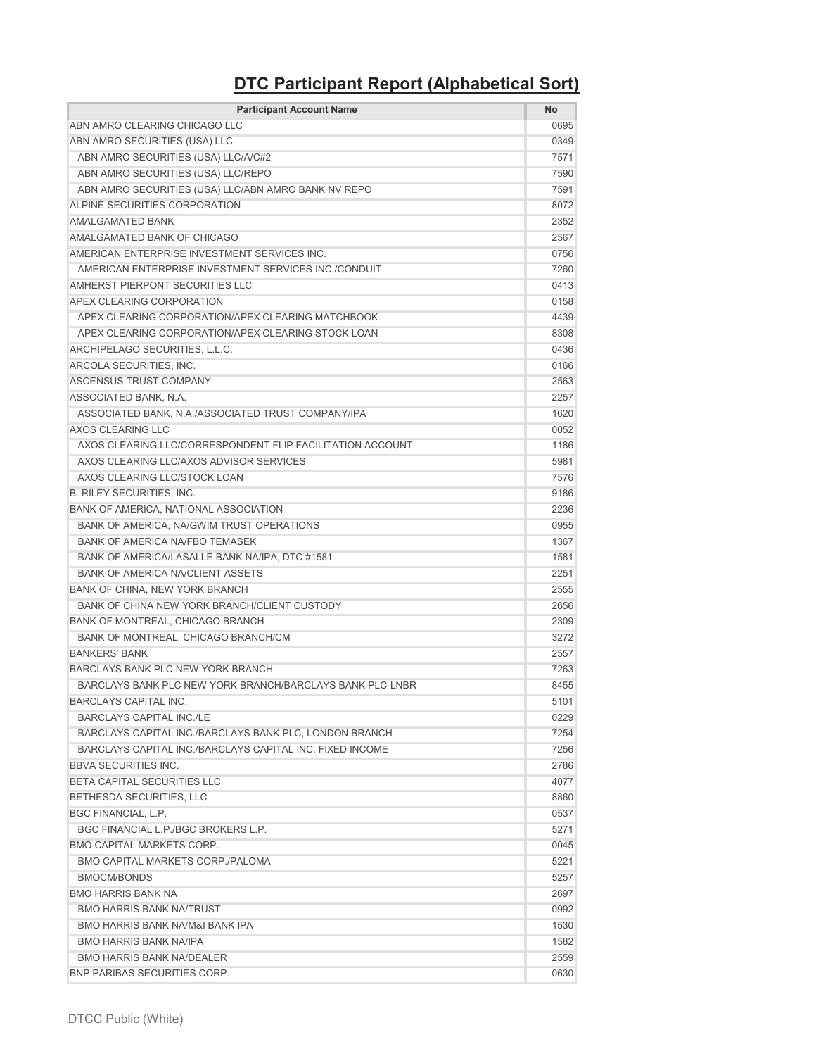# DTC Participant Report (Alphabetical Sort)

| Participant Account Name | No |
|---|---|
| ABN AMRO CLEARING CHICAGO LLC | 0695 |
| ABN AMRO SECURITIES (USA) LLC | 0349 |
| ABN AMRO SECURITIES (USA) LLC/A/C#2 | 7571 |
| ABN AMRO SECURITIES (USA) LLC/REPO | 7590 |
| ABN AMRO SECURITIES (USA) LLC/ABN AMRO BANK NV REPO | 7591 |
| ALPINE SECURITIES CORPORATION | 8072 |
| AMALGAMATED BANK | 2352 |
| AMALGAMATED BANK OF CHICAGO | 2567 |
| AMERICAN ENTERPRISE INVESTMENT SERVICES INC. | 0756 |
| AMERICAN ENTERPRISE INVESTMENT SERVICES INC./CONDUIT | 7260 |
| AMHERST PIERPONT SECURITIES LLC | 0413 |
| APEX CLEARING CORPORATION | 0158 |
| APEX CLEARING CORPORATION/APEX CLEARING MATCHBOOK | 4439 |
| APEX CLEARING CORPORATION/APEX CLEARING STOCK LOAN | 8308 |
| ARCHIPELAGO SECURITIES, L.L.C. | 0436 |
| ARCOLA SECURITIES, INC. | 0166 |
| ASCENSUS TRUST COMPANY | 2563 |
| ASSOCIATED BANK, N.A. | 2257 |
| ASSOCIATED BANK, N.A./ASSOCIATED TRUST COMPANY/IPA | 1620 |
| AXOS CLEARING LLC | 0052 |
| AXOS CLEARING LLC/CORRESPONDENT FLIP FACILITATION ACCOUNT | 1186 |
| AXOS CLEARING LLC/AXOS ADVISOR SERVICES | 5981 |
| AXOS CLEARING LLC/STOCK LOAN | 7576 |
| B. RILEY SECURITIES, INC. | 9186 |
| BANK OF AMERICA, NATIONAL ASSOCIATION | 2236 |
| BANK OF AMERICA, NA/GWIM TRUST OPERATIONS | 0955 |
| BANK OF AMERICA NA/FBO TEMASEK | 1367 |
| BANK OF AMERICA/LASALLE BANK NA/IPA, DTC #1581 | 1581 |
| BANK OF AMERICA NA/CLIENT ASSETS | 2251 |
| BANK OF CHINA, NEW YORK BRANCH | 2555 |
| BANK OF CHINA NEW YORK BRANCH/CLIENT CUSTODY | 2656 |
| BANK OF MONTREAL, CHICAGO BRANCH | 2309 |
| BANK OF MONTREAL, CHICAGO BRANCH/CM | 3272 |
| BANKERS' BANK | 2557 |
| BARCLAYS BANK PLC NEW YORK BRANCH | 7263 |
| BARCLAYS BANK PLC NEW YORK BRANCH/BARCLAYS BANK PLC-LNBR | 8455 |
| BARCLAYS CAPITAL INC. | 5101 |
| BARCLAYS CAPITAL INC./LE | 0229 |
| BARCLAYS CAPITAL INC./BARCLAYS BANK PLC, LONDON BRANCH | 7254 |
| BARCLAYS CAPITAL INC./BARCLAYS CAPITAL INC. FIXED INCOME | 7256 |
| BBVA SECURITIES INC. | 2786 |
| BETA CAPITAL SECURITIES LLC | 4077 |
| BETHESDA SECURITIES, LLC | 8860 |
| BGC FINANCIAL, L.P. | 0537 |
| BGC FINANCIAL L.P./BGC BROKERS L.P. | 5271 |
| BMO CAPITAL MARKETS CORP. | 0045 |
| BMO CAPITAL MARKETS CORP./PALOMA | 5221 |
| BMOCM/BONDS | 5257 |
| BMO HARRIS BANK NA | 2697 |
| BMO HARRIS BANK NA/TRUST | 0992 |
| BMO HARRIS BANK NA/M&I BANK IPA | 1530 |
| BMO HARRIS BANK NA/IPA | 1582 |
| BMO HARRIS BANK NA/DEALER | 2559 |
| BNP PARIBAS SECURITIES CORP. | 0630 |

DTCC Public (White)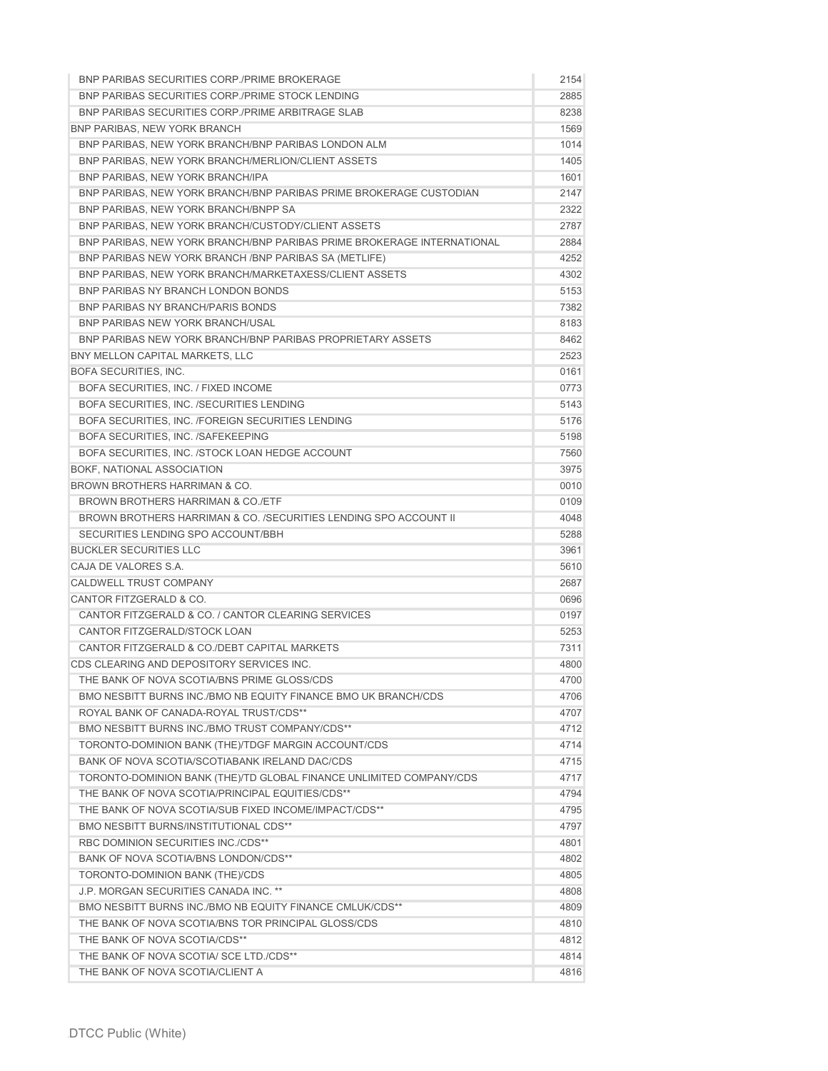| | |
|---|---|
| BNP PARIBAS SECURITIES CORP./PRIME BROKERAGE | 2154 |
| BNP PARIBAS SECURITIES CORP./PRIME STOCK LENDING | 2885 |
| BNP PARIBAS SECURITIES CORP./PRIME ARBITRAGE SLAB | 8238 |
| BNP PARIBAS, NEW YORK BRANCH | 1569 |
| BNP PARIBAS, NEW YORK BRANCH/BNP PARIBAS LONDON ALM | 1014 |
| BNP PARIBAS, NEW YORK BRANCH/MERLION/CLIENT ASSETS | 1405 |
| BNP PARIBAS, NEW YORK BRANCH/IPA | 1601 |
| BNP PARIBAS, NEW YORK BRANCH/BNP PARIBAS PRIME BROKERAGE CUSTODIAN | 2147 |
| BNP PARIBAS, NEW YORK BRANCH/BNPP SA | 2322 |
| BNP PARIBAS, NEW YORK BRANCH/CUSTODY/CLIENT ASSETS | 2787 |
| BNP PARIBAS, NEW YORK BRANCH/BNP PARIBAS PRIME BROKERAGE INTERNATIONAL | 2884 |
| BNP PARIBAS NEW YORK BRANCH /BNP PARIBAS SA (METLIFE) | 4252 |
| BNP PARIBAS, NEW YORK BRANCH/MARKETAXESS/CLIENT ASSETS | 4302 |
| BNP PARIBAS NY BRANCH LONDON BONDS | 5153 |
| BNP PARIBAS NY BRANCH/PARIS BONDS | 7382 |
| BNP PARIBAS NEW YORK BRANCH/USAL | 8183 |
| BNP PARIBAS NEW YORK BRANCH/BNP PARIBAS PROPRIETARY ASSETS | 8462 |
| BNY MELLON CAPITAL MARKETS, LLC | 2523 |
| BOFA SECURITIES, INC. | 0161 |
| BOFA SECURITIES, INC. / FIXED INCOME | 0773 |
| BOFA SECURITIES, INC. /SECURITIES LENDING | 5143 |
| BOFA SECURITIES, INC. /FOREIGN SECURITIES LENDING | 5176 |
| BOFA SECURITIES, INC. /SAFEKEEPING | 5198 |
| BOFA SECURITIES, INC. /STOCK LOAN HEDGE ACCOUNT | 7560 |
| BOKF, NATIONAL ASSOCIATION | 3975 |
| BROWN BROTHERS HARRIMAN & CO. | 0010 |
| BROWN BROTHERS HARRIMAN & CO./ETF | 0109 |
| BROWN BROTHERS HARRIMAN & CO. /SECURITIES LENDING SPO ACCOUNT II | 4048 |
| SECURITIES LENDING SPO ACCOUNT/BBH | 5288 |
| BUCKLER SECURITIES LLC | 3961 |
| CAJA DE VALORES S.A. | 5610 |
| CALDWELL TRUST COMPANY | 2687 |
| CANTOR FITZGERALD & CO. | 0696 |
| CANTOR FITZGERALD & CO. / CANTOR CLEARING SERVICES | 0197 |
| CANTOR FITZGERALD/STOCK LOAN | 5253 |
| CANTOR FITZGERALD & CO./DEBT CAPITAL MARKETS | 7311 |
| CDS CLEARING AND DEPOSITORY SERVICES INC. | 4800 |
| THE BANK OF NOVA SCOTIA/BNS PRIME GLOSS/CDS | 4700 |
| BMO NESBITT BURNS INC./BMO NB EQUITY FINANCE BMO UK BRANCH/CDS | 4706 |
| ROYAL BANK OF CANADA-ROYAL TRUST/CDS** | 4707 |
| BMO NESBITT BURNS INC./BMO TRUST COMPANY/CDS** | 4712 |
| TORONTO-DOMINION BANK (THE)/TDGF MARGIN ACCOUNT/CDS | 4714 |
| BANK OF NOVA SCOTIA/SCOTIABANK IRELAND DAC/CDS | 4715 |
| TORONTO-DOMINION BANK (THE)/TD GLOBAL FINANCE UNLIMITED COMPANY/CDS | 4717 |
| THE BANK OF NOVA SCOTIA/PRINCIPAL EQUITIES/CDS** | 4794 |
| THE BANK OF NOVA SCOTIA/SUB FIXED INCOME/IMPACT/CDS** | 4795 |
| BMO NESBITT BURNS/INSTITUTIONAL CDS** | 4797 |
| RBC DOMINION SECURITIES INC./CDS** | 4801 |
| BANK OF NOVA SCOTIA/BNS LONDON/CDS** | 4802 |
| TORONTO-DOMINION BANK (THE)/CDS | 4805 |
| J.P. MORGAN SECURITIES CANADA INC. ** | 4808 |
| BMO NESBITT BURNS INC./BMO NB EQUITY FINANCE CMLUK/CDS** | 4809 |
| THE BANK OF NOVA SCOTIA/BNS TOR PRINCIPAL GLOSS/CDS | 4810 |
| THE BANK OF NOVA SCOTIA/CDS** | 4812 |
| THE BANK OF NOVA SCOTIA/ SCE LTD./CDS** | 4814 |
| THE BANK OF NOVA SCOTIA/CLIENT A | 4816 |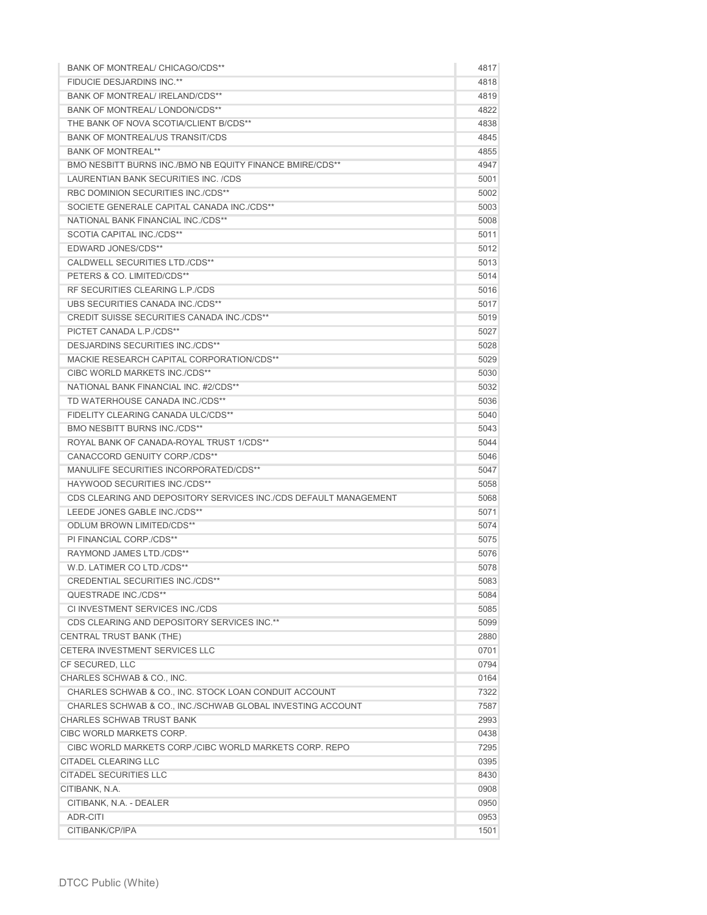| | |
|---|---|
| BANK OF MONTREAL/ CHICAGO/CDS** | 4817 |
| FIDUCIE DESJARDINS INC.** | 4818 |
| BANK OF MONTREAL/ IRELAND/CDS** | 4819 |
| BANK OF MONTREAL/ LONDON/CDS** | 4822 |
| THE BANK OF NOVA SCOTIA/CLIENT B/CDS** | 4838 |
| BANK OF MONTREAL/US TRANSIT/CDS | 4845 |
| BANK OF MONTREAL** | 4855 |
| BMO NESBITT BURNS INC./BMO NB EQUITY FINANCE BMIRE/CDS** | 4947 |
| LAURENTIAN BANK SECURITIES INC. /CDS | 5001 |
| RBC DOMINION SECURITIES INC./CDS** | 5002 |
| SOCIETE GENERALE CAPITAL CANADA INC./CDS** | 5003 |
| NATIONAL BANK FINANCIAL INC./CDS** | 5008 |
| SCOTIA CAPITAL INC./CDS** | 5011 |
| EDWARD JONES/CDS** | 5012 |
| CALDWELL SECURITIES LTD./CDS** | 5013 |
| PETERS & CO. LIMITED/CDS** | 5014 |
| RF SECURITIES CLEARING L.P./CDS | 5016 |
| UBS SECURITIES CANADA INC./CDS** | 5017 |
| CREDIT SUISSE SECURITIES CANADA INC./CDS** | 5019 |
| PICTET CANADA L.P./CDS** | 5027 |
| DESJARDINS SECURITIES INC./CDS** | 5028 |
| MACKIE RESEARCH CAPITAL CORPORATION/CDS** | 5029 |
| CIBC WORLD MARKETS INC./CDS** | 5030 |
| NATIONAL BANK FINANCIAL INC. #2/CDS** | 5032 |
| TD WATERHOUSE CANADA INC./CDS** | 5036 |
| FIDELITY CLEARING CANADA ULC/CDS** | 5040 |
| BMO NESBITT BURNS INC./CDS** | 5043 |
| ROYAL BANK OF CANADA-ROYAL TRUST 1/CDS** | 5044 |
| CANACCORD GENUITY CORP./CDS** | 5046 |
| MANULIFE SECURITIES INCORPORATED/CDS** | 5047 |
| HAYWOOD SECURITIES INC./CDS** | 5058 |
| CDS CLEARING AND DEPOSITORY SERVICES INC./CDS DEFAULT MANAGEMENT | 5068 |
| LEEDE JONES GABLE INC./CDS** | 5071 |
| ODLUM BROWN LIMITED/CDS** | 5074 |
| PI FINANCIAL CORP./CDS** | 5075 |
| RAYMOND JAMES LTD./CDS** | 5076 |
| W.D. LATIMER CO LTD./CDS** | 5078 |
| CREDENTIAL SECURITIES INC./CDS** | 5083 |
| QUESTRADE INC./CDS** | 5084 |
| CI INVESTMENT SERVICES INC./CDS | 5085 |
| CDS CLEARING AND DEPOSITORY SERVICES INC.** | 5099 |
| CENTRAL TRUST BANK (THE) | 2880 |
| CETERA INVESTMENT SERVICES LLC | 0701 |
| CF SECURED, LLC | 0794 |
| CHARLES SCHWAB & CO., INC. | 0164 |
| CHARLES SCHWAB & CO., INC. STOCK LOAN CONDUIT ACCOUNT | 7322 |
| CHARLES SCHWAB & CO., INC./SCHWAB GLOBAL INVESTING ACCOUNT | 7587 |
| CHARLES SCHWAB TRUST BANK | 2993 |
| CIBC WORLD MARKETS CORP. | 0438 |
| CIBC WORLD MARKETS CORP./CIBC WORLD MARKETS CORP. REPO | 7295 |
| CITADEL CLEARING LLC | 0395 |
| CITADEL SECURITIES LLC | 8430 |
| CITIBANK, N.A. | 0908 |
| CITIBANK, N.A. - DEALER | 0950 |
| ADR-CITI | 0953 |
| CITIBANK/CP/IPA | 1501 |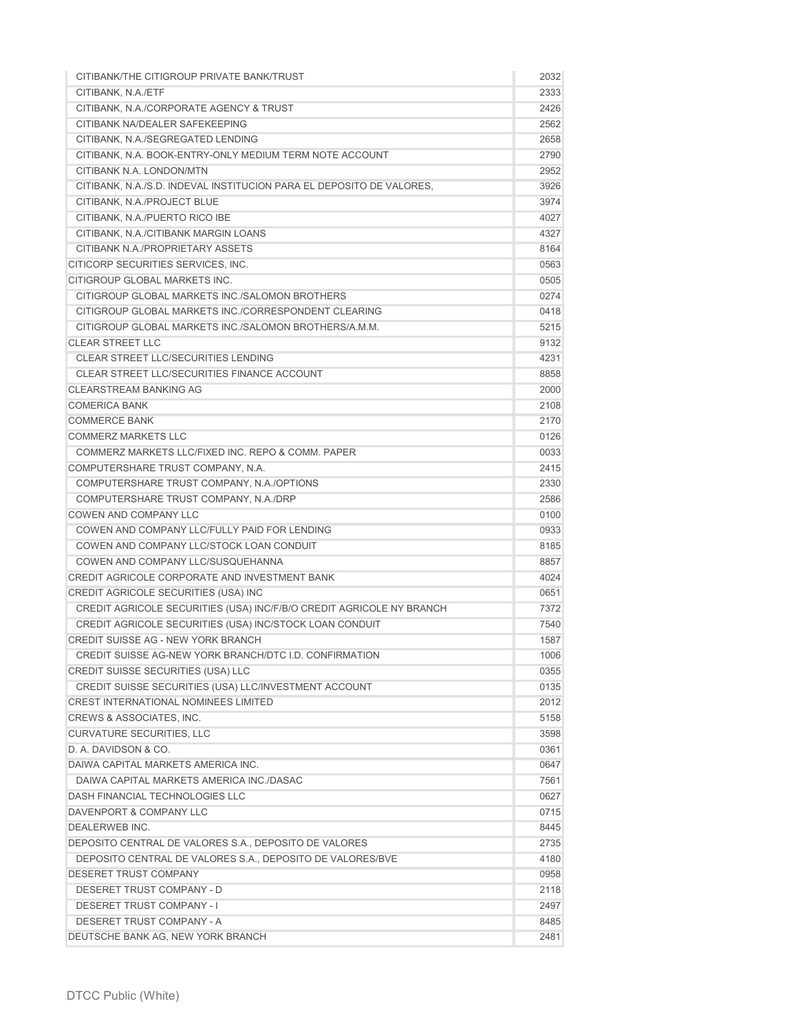| | |
|---|---|
| CITIBANK/THE CITIGROUP PRIVATE BANK/TRUST | 2032 |
| CITIBANK, N.A./ETF | 2333 |
| CITIBANK, N.A./CORPORATE AGENCY & TRUST | 2426 |
| CITIBANK NA/DEALER SAFEKEEPING | 2562 |
| CITIBANK, N.A./SEGREGATED LENDING | 2658 |
| CITIBANK, N.A. BOOK-ENTRY-ONLY MEDIUM TERM NOTE ACCOUNT | 2790 |
| CITIBANK N.A. LONDON/MTN | 2952 |
| CITIBANK, N.A./S.D. INDEVAL INSTITUCION PARA EL DEPOSITO DE VALORES, | 3926 |
| CITIBANK, N.A./PROJECT BLUE | 3974 |
| CITIBANK, N.A./PUERTO RICO IBE | 4027 |
| CITIBANK, N.A./CITIBANK MARGIN LOANS | 4327 |
| CITIBANK N.A./PROPRIETARY ASSETS | 8164 |
| CITICORP SECURITIES SERVICES, INC. | 0563 |
| CITIGROUP GLOBAL MARKETS INC. | 0505 |
| CITIGROUP GLOBAL MARKETS INC./SALOMON BROTHERS | 0274 |
| CITIGROUP GLOBAL MARKETS INC./CORRESPONDENT CLEARING | 0418 |
| CITIGROUP GLOBAL MARKETS INC./SALOMON BROTHERS/A.M.M. | 5215 |
| CLEAR STREET LLC | 9132 |
| CLEAR STREET LLC/SECURITIES LENDING | 4231 |
| CLEAR STREET LLC/SECURITIES FINANCE ACCOUNT | 8858 |
| CLEARSTREAM BANKING AG | 2000 |
| COMERICA BANK | 2108 |
| COMMERCE BANK | 2170 |
| COMMERZ MARKETS LLC | 0126 |
| COMMERZ MARKETS LLC/FIXED INC. REPO & COMM. PAPER | 0033 |
| COMPUTERSHARE TRUST COMPANY, N.A. | 2415 |
| COMPUTERSHARE TRUST COMPANY, N.A./OPTIONS | 2330 |
| COMPUTERSHARE TRUST COMPANY, N.A./DRP | 2586 |
| COWEN AND COMPANY LLC | 0100 |
| COWEN AND COMPANY LLC/FULLY PAID FOR LENDING | 0933 |
| COWEN AND COMPANY LLC/STOCK LOAN CONDUIT | 8185 |
| COWEN AND COMPANY LLC/SUSQUEHANNA | 8857 |
| CREDIT AGRICOLE CORPORATE AND INVESTMENT BANK | 4024 |
| CREDIT AGRICOLE SECURITIES (USA) INC | 0651 |
| CREDIT AGRICOLE SECURITIES (USA) INC/F/B/O CREDIT AGRICOLE NY BRANCH | 7372 |
| CREDIT AGRICOLE SECURITIES (USA) INC/STOCK LOAN CONDUIT | 7540 |
| CREDIT SUISSE AG - NEW YORK BRANCH | 1587 |
| CREDIT SUISSE AG-NEW YORK BRANCH/DTC I.D. CONFIRMATION | 1006 |
| CREDIT SUISSE SECURITIES (USA) LLC | 0355 |
| CREDIT SUISSE SECURITIES (USA) LLC/INVESTMENT ACCOUNT | 0135 |
| CREST INTERNATIONAL NOMINEES LIMITED | 2012 |
| CREWS & ASSOCIATES, INC. | 5158 |
| CURVATURE SECURITIES, LLC | 3598 |
| D. A. DAVIDSON & CO. | 0361 |
| DAIWA CAPITAL MARKETS AMERICA INC. | 0647 |
| DAIWA CAPITAL MARKETS AMERICA INC./DASAC | 7561 |
| DASH FINANCIAL TECHNOLOGIES LLC | 0627 |
| DAVENPORT & COMPANY LLC | 0715 |
| DEALERWEB INC. | 8445 |
| DEPOSITO CENTRAL DE VALORES S.A., DEPOSITO DE VALORES | 2735 |
| DEPOSITO CENTRAL DE VALORES S.A., DEPOSITO DE VALORES/BVE | 4180 |
| DESERET TRUST COMPANY | 0958 |
| DESERET TRUST COMPANY - D | 2118 |
| DESERET TRUST COMPANY - I | 2497 |
| DESERET TRUST COMPANY - A | 8485 |
| DEUTSCHE BANK AG, NEW YORK BRANCH | 2481 |

DTCC Public (White)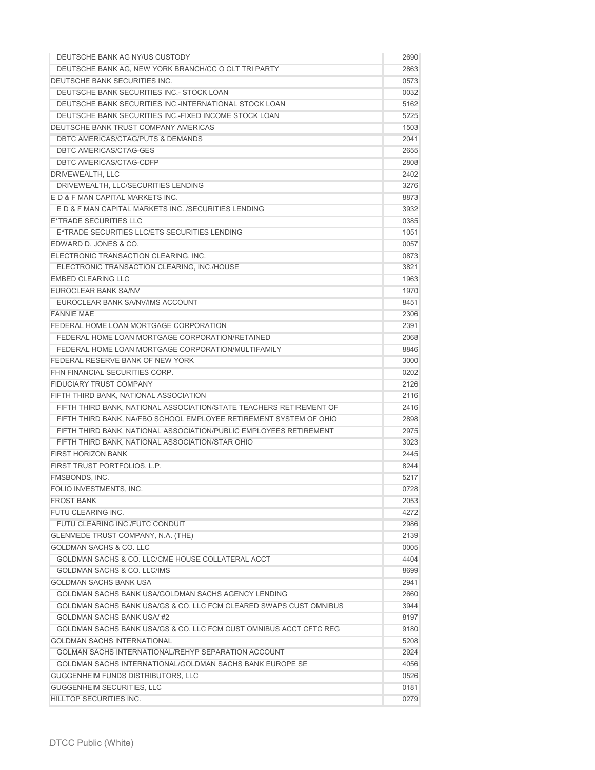| | |
|---|---|
| DEUTSCHE BANK AG NY/US CUSTODY | 2690 |
| DEUTSCHE BANK AG, NEW YORK BRANCH/CC O CLT TRI PARTY | 2863 |
| DEUTSCHE BANK SECURITIES INC. | 0573 |
| DEUTSCHE BANK SECURITIES INC.- STOCK LOAN | 0032 |
| DEUTSCHE BANK SECURITIES INC.-INTERNATIONAL STOCK LOAN | 5162 |
| DEUTSCHE BANK SECURITIES INC.-FIXED INCOME STOCK LOAN | 5225 |
| DEUTSCHE BANK TRUST COMPANY AMERICAS | 1503 |
| DBTC AMERICAS/CTAG/PUTS & DEMANDS | 2041 |
| DBTC AMERICAS/CTAG-GES | 2655 |
| DBTC AMERICAS/CTAG-CDFP | 2808 |
| DRIVEWEALTH, LLC | 2402 |
| DRIVEWEALTH, LLC/SECURITIES LENDING | 3276 |
| E D & F MAN CAPITAL MARKETS INC. | 8873 |
| E D & F MAN CAPITAL MARKETS INC. /SECURITIES LENDING | 3932 |
| E*TRADE SECURITIES LLC | 0385 |
| E*TRADE SECURITIES LLC/ETS SECURITIES LENDING | 1051 |
| EDWARD D. JONES & CO. | 0057 |
| ELECTRONIC TRANSACTION CLEARING, INC. | 0873 |
| ELECTRONIC TRANSACTION CLEARING, INC./HOUSE | 3821 |
| EMBED CLEARING LLC | 1963 |
| EUROCLEAR BANK SA/NV | 1970 |
| EUROCLEAR BANK SA/NV/IMS ACCOUNT | 8451 |
| FANNIE MAE | 2306 |
| FEDERAL HOME LOAN MORTGAGE CORPORATION | 2391 |
| FEDERAL HOME LOAN MORTGAGE CORPORATION/RETAINED | 2068 |
| FEDERAL HOME LOAN MORTGAGE CORPORATION/MULTIFAMILY | 8846 |
| FEDERAL RESERVE BANK OF NEW YORK | 3000 |
| FHN FINANCIAL SECURITIES CORP. | 0202 |
| FIDUCIARY TRUST COMPANY | 2126 |
| FIFTH THIRD BANK, NATIONAL ASSOCIATION | 2116 |
| FIFTH THIRD BANK, NATIONAL ASSOCIATION/STATE TEACHERS RETIREMENT OF | 2416 |
| FIFTH THIRD BANK, NA/FBO SCHOOL EMPLOYEE RETIREMENT SYSTEM OF OHIO | 2898 |
| FIFTH THIRD BANK, NATIONAL ASSOCIATION/PUBLIC EMPLOYEES RETIREMENT | 2975 |
| FIFTH THIRD BANK, NATIONAL ASSOCIATION/STAR OHIO | 3023 |
| FIRST HORIZON BANK | 2445 |
| FIRST TRUST PORTFOLIOS, L.P. | 8244 |
| FMSBONDS, INC. | 5217 |
| FOLIO INVESTMENTS, INC. | 0728 |
| FROST BANK | 2053 |
| FUTU CLEARING INC. | 4272 |
| FUTU CLEARING INC./FUTC CONDUIT | 2986 |
| GLENMEDE TRUST COMPANY, N.A. (THE) | 2139 |
| GOLDMAN SACHS & CO. LLC | 0005 |
| GOLDMAN SACHS & CO. LLC/CME HOUSE COLLATERAL ACCT | 4404 |
| GOLDMAN SACHS & CO. LLC/IMS | 8699 |
| GOLDMAN SACHS BANK USA | 2941 |
| GOLDMAN SACHS BANK USA/GOLDMAN SACHS AGENCY LENDING | 2660 |
| GOLDMAN SACHS BANK USA/GS & CO. LLC FCM CLEARED SWAPS CUST OMNIBUS | 3944 |
| GOLDMAN SACHS BANK USA/ #2 | 8197 |
| GOLDMAN SACHS BANK USA/GS & CO. LLC FCM CUST OMNIBUS ACCT CFTC REG | 9180 |
| GOLDMAN SACHS INTERNATIONAL | 5208 |
| GOLMAN SACHS INTERNATIONAL/REHYP SEPARATION ACCOUNT | 2924 |
| GOLDMAN SACHS INTERNATIONAL/GOLDMAN SACHS BANK EUROPE SE | 4056 |
| GUGGENHEIM FUNDS DISTRIBUTORS, LLC | 0526 |
| GUGGENHEIM SECURITIES, LLC | 0181 |
| HILLTOP SECURITIES INC. | 0279 |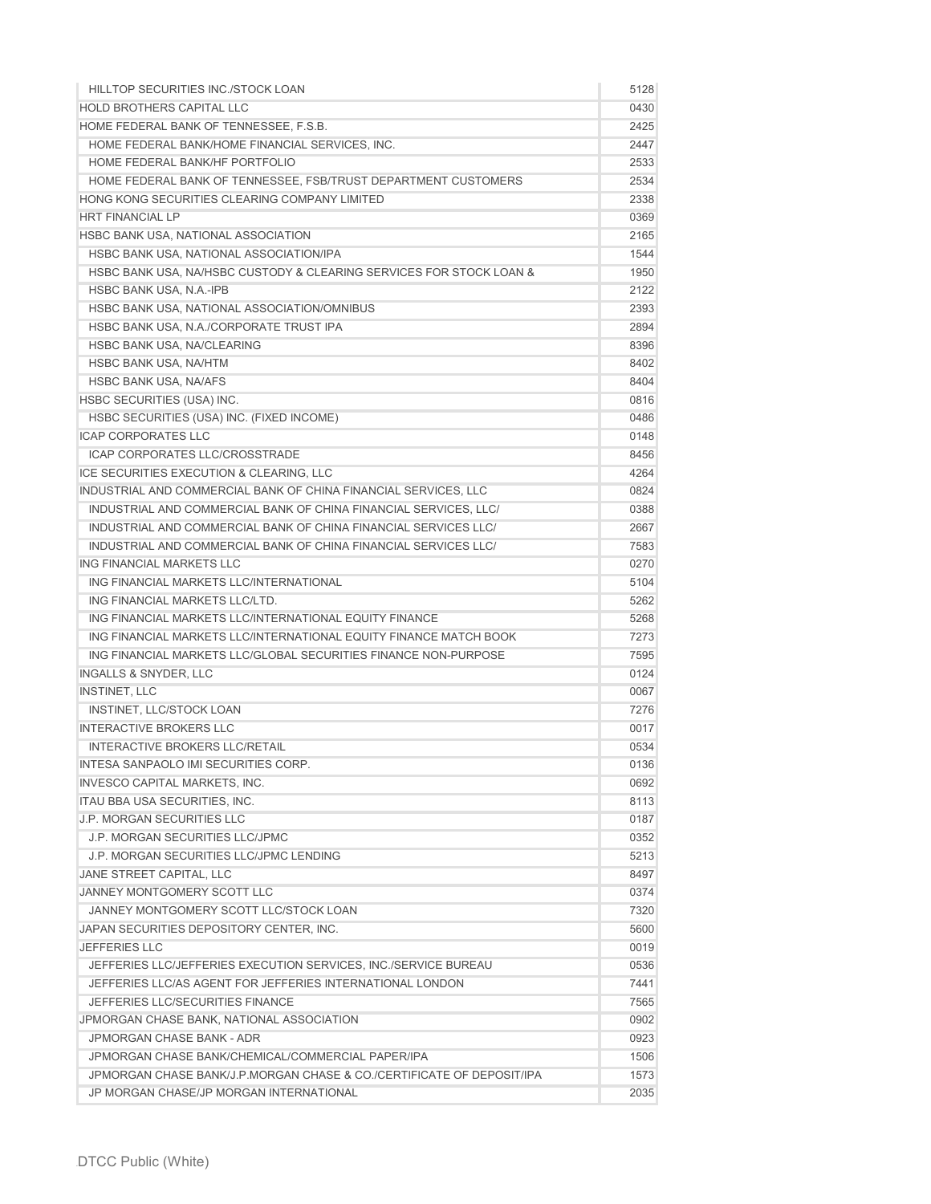| | |
|---|---|
| HILLTOP SECURITIES INC./STOCK LOAN | 5128 |
| HOLD BROTHERS CAPITAL LLC | 0430 |
| HOME FEDERAL BANK OF TENNESSEE, F.S.B. | 2425 |
| HOME FEDERAL BANK/HOME FINANCIAL SERVICES, INC. | 2447 |
| HOME FEDERAL BANK/HF PORTFOLIO | 2533 |
| HOME FEDERAL BANK OF TENNESSEE, FSB/TRUST DEPARTMENT CUSTOMERS | 2534 |
| HONG KONG SECURITIES CLEARING COMPANY LIMITED | 2338 |
| HRT FINANCIAL LP | 0369 |
| HSBC BANK USA, NATIONAL ASSOCIATION | 2165 |
| HSBC BANK USA, NATIONAL ASSOCIATION/IPA | 1544 |
| HSBC BANK USA, NA/HSBC CUSTODY & CLEARING SERVICES FOR STOCK LOAN & | 1950 |
| HSBC BANK USA, N.A.-IPB | 2122 |
| HSBC BANK USA, NATIONAL ASSOCIATION/OMNIBUS | 2393 |
| HSBC BANK USA, N.A./CORPORATE TRUST IPA | 2894 |
| HSBC BANK USA, NA/CLEARING | 8396 |
| HSBC BANK USA, NA/HTM | 8402 |
| HSBC BANK USA, NA/AFS | 8404 |
| HSBC SECURITIES (USA) INC. | 0816 |
| HSBC SECURITIES (USA) INC. (FIXED INCOME) | 0486 |
| ICAP CORPORATES LLC | 0148 |
| ICAP CORPORATES LLC/CROSSTRADE | 8456 |
| ICE SECURITIES EXECUTION & CLEARING, LLC | 4264 |
| INDUSTRIAL AND COMMERCIAL BANK OF CHINA FINANCIAL SERVICES, LLC | 0824 |
| INDUSTRIAL AND COMMERCIAL BANK OF CHINA FINANCIAL SERVICES, LLC/ | 0388 |
| INDUSTRIAL AND COMMERCIAL BANK OF CHINA FINANCIAL SERVICES LLC/ | 2667 |
| INDUSTRIAL AND COMMERCIAL BANK OF CHINA FINANCIAL SERVICES LLC/ | 7583 |
| ING FINANCIAL MARKETS LLC | 0270 |
| ING FINANCIAL MARKETS LLC/INTERNATIONAL | 5104 |
| ING FINANCIAL MARKETS LLC/LTD. | 5262 |
| ING FINANCIAL MARKETS LLC/INTERNATIONAL EQUITY FINANCE | 5268 |
| ING FINANCIAL MARKETS LLC/INTERNATIONAL EQUITY FINANCE MATCH BOOK | 7273 |
| ING FINANCIAL MARKETS LLC/GLOBAL SECURITIES FINANCE NON-PURPOSE | 7595 |
| INGALLS & SNYDER, LLC | 0124 |
| INSTINET, LLC | 0067 |
| INSTINET, LLC/STOCK LOAN | 7276 |
| INTERACTIVE BROKERS LLC | 0017 |
| INTERACTIVE BROKERS LLC/RETAIL | 0534 |
| INTESA SANPAOLO IMI SECURITIES CORP. | 0136 |
| INVESCO CAPITAL MARKETS, INC. | 0692 |
| ITAU BBA USA SECURITIES, INC. | 8113 |
| J.P. MORGAN SECURITIES LLC | 0187 |
| J.P. MORGAN SECURITIES LLC/JPMC | 0352 |
| J.P. MORGAN SECURITIES LLC/JPMC LENDING | 5213 |
| JANE STREET CAPITAL, LLC | 8497 |
| JANNEY MONTGOMERY SCOTT LLC | 0374 |
| JANNEY MONTGOMERY SCOTT LLC/STOCK LOAN | 7320 |
| JAPAN SECURITIES DEPOSITORY CENTER, INC. | 5600 |
| JEFFERIES LLC | 0019 |
| JEFFERIES LLC/JEFFERIES EXECUTION SERVICES, INC./SERVICE BUREAU | 0536 |
| JEFFERIES LLC/AS AGENT FOR JEFFERIES INTERNATIONAL LONDON | 7441 |
| JEFFERIES LLC/SECURITIES FINANCE | 7565 |
| JPMORGAN CHASE BANK, NATIONAL ASSOCIATION | 0902 |
| JPMORGAN CHASE BANK - ADR | 0923 |
| JPMORGAN CHASE BANK/CHEMICAL/COMMERCIAL PAPER/IPA | 1506 |
| JPMORGAN CHASE BANK/J.P.MORGAN CHASE & CO./CERTIFICATE OF DEPOSIT/IPA | 1573 |
| JP MORGAN CHASE/JP MORGAN INTERNATIONAL | 2035 |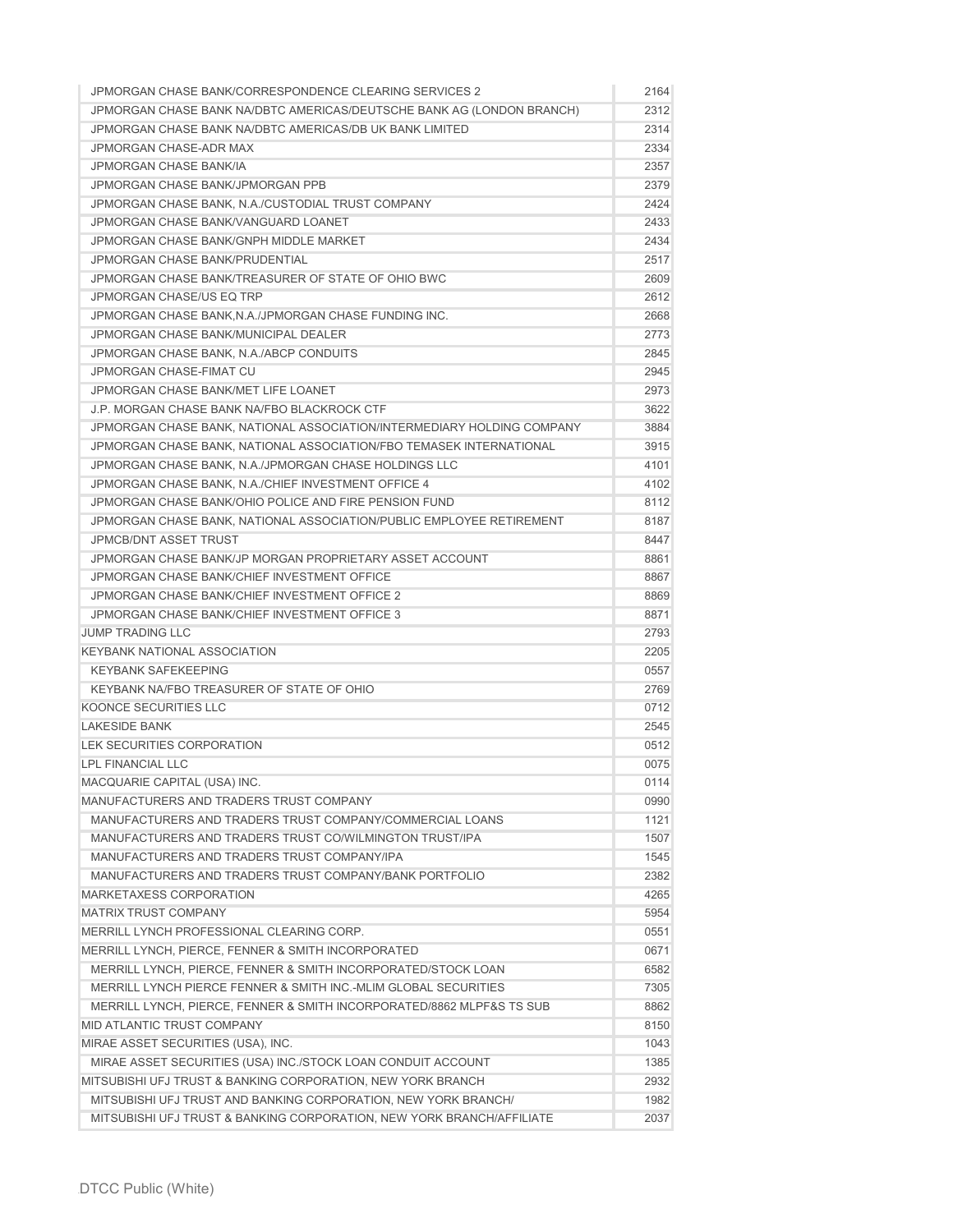| | |
|---|---|
| JPMORGAN CHASE BANK/CORRESPONDENCE CLEARING SERVICES 2 | 2164 |
| JPMORGAN CHASE BANK NA/DBTC AMERICAS/DEUTSCHE BANK AG (LONDON BRANCH) | 2312 |
| JPMORGAN CHASE BANK NA/DBTC AMERICAS/DB UK BANK LIMITED | 2314 |
| JPMORGAN CHASE-ADR MAX | 2334 |
| JPMORGAN CHASE BANK/IA | 2357 |
| JPMORGAN CHASE BANK/JPMORGAN PPB | 2379 |
| JPMORGAN CHASE BANK, N.A./CUSTODIAL TRUST COMPANY | 2424 |
| JPMORGAN CHASE BANK/VANGUARD LOANET | 2433 |
| JPMORGAN CHASE BANK/GNPH MIDDLE MARKET | 2434 |
| JPMORGAN CHASE BANK/PRUDENTIAL | 2517 |
| JPMORGAN CHASE BANK/TREASURER OF STATE OF OHIO BWC | 2609 |
| JPMORGAN CHASE/US EQ TRP | 2612 |
| JPMORGAN CHASE BANK,N.A./JPMORGAN CHASE FUNDING INC. | 2668 |
| JPMORGAN CHASE BANK/MUNICIPAL DEALER | 2773 |
| JPMORGAN CHASE BANK, N.A./ABCP CONDUITS | 2845 |
| JPMORGAN CHASE-FIMAT CU | 2945 |
| JPMORGAN CHASE BANK/MET LIFE LOANET | 2973 |
| J.P. MORGAN CHASE BANK NA/FBO BLACKROCK CTF | 3622 |
| JPMORGAN CHASE BANK, NATIONAL ASSOCIATION/INTERMEDIARY HOLDING COMPANY | 3884 |
| JPMORGAN CHASE BANK, NATIONAL ASSOCIATION/FBO TEMASEK INTERNATIONAL | 3915 |
| JPMORGAN CHASE BANK, N.A./JPMORGAN CHASE HOLDINGS LLC | 4101 |
| JPMORGAN CHASE BANK, N.A./CHIEF INVESTMENT OFFICE 4 | 4102 |
| JPMORGAN CHASE BANK/OHIO POLICE AND FIRE PENSION FUND | 8112 |
| JPMORGAN CHASE BANK, NATIONAL ASSOCIATION/PUBLIC EMPLOYEE RETIREMENT | 8187 |
| JPMCB/DNT ASSET TRUST | 8447 |
| JPMORGAN CHASE BANK/JP MORGAN PROPRIETARY ASSET ACCOUNT | 8861 |
| JPMORGAN CHASE BANK/CHIEF INVESTMENT OFFICE | 8867 |
| JPMORGAN CHASE BANK/CHIEF INVESTMENT OFFICE 2 | 8869 |
| JPMORGAN CHASE BANK/CHIEF INVESTMENT OFFICE 3 | 8871 |
| JUMP TRADING LLC | 2793 |
| KEYBANK NATIONAL ASSOCIATION | 2205 |
| KEYBANK SAFEKEEPING | 0557 |
| KEYBANK NA/FBO TREASURER OF STATE OF OHIO | 2769 |
| KOONCE SECURITIES LLC | 0712 |
| LAKESIDE BANK | 2545 |
| LEK SECURITIES CORPORATION | 0512 |
| LPL FINANCIAL LLC | 0075 |
| MACQUARIE CAPITAL (USA) INC. | 0114 |
| MANUFACTURERS AND TRADERS TRUST COMPANY | 0990 |
| MANUFACTURERS AND TRADERS TRUST COMPANY/COMMERCIAL LOANS | 1121 |
| MANUFACTURERS AND TRADERS TRUST CO/WILMINGTON TRUST/IPA | 1507 |
| MANUFACTURERS AND TRADERS TRUST COMPANY/IPA | 1545 |
| MANUFACTURERS AND TRADERS TRUST COMPANY/BANK PORTFOLIO | 2382 |
| MARKETAXESS CORPORATION | 4265 |
| MATRIX TRUST COMPANY | 5954 |
| MERRILL LYNCH PROFESSIONAL CLEARING CORP. | 0551 |
| MERRILL LYNCH, PIERCE, FENNER & SMITH INCORPORATED | 0671 |
| MERRILL LYNCH, PIERCE, FENNER & SMITH INCORPORATED/STOCK LOAN | 6582 |
| MERRILL LYNCH PIERCE FENNER & SMITH INC.-MLIM GLOBAL SECURITIES | 7305 |
| MERRILL LYNCH, PIERCE, FENNER & SMITH INCORPORATED/8862 MLPF&S TS SUB | 8862 |
| MID ATLANTIC TRUST COMPANY | 8150 |
| MIRAE ASSET SECURITIES (USA), INC. | 1043 |
| MIRAE ASSET SECURITIES (USA) INC./STOCK LOAN CONDUIT ACCOUNT | 1385 |
| MITSUBISHI UFJ TRUST & BANKING CORPORATION, NEW YORK BRANCH | 2932 |
| MITSUBISHI UFJ TRUST AND BANKING CORPORATION, NEW YORK BRANCH/ | 1982 |
| MITSUBISHI UFJ TRUST & BANKING CORPORATION, NEW YORK BRANCH/AFFILIATE | 2037 |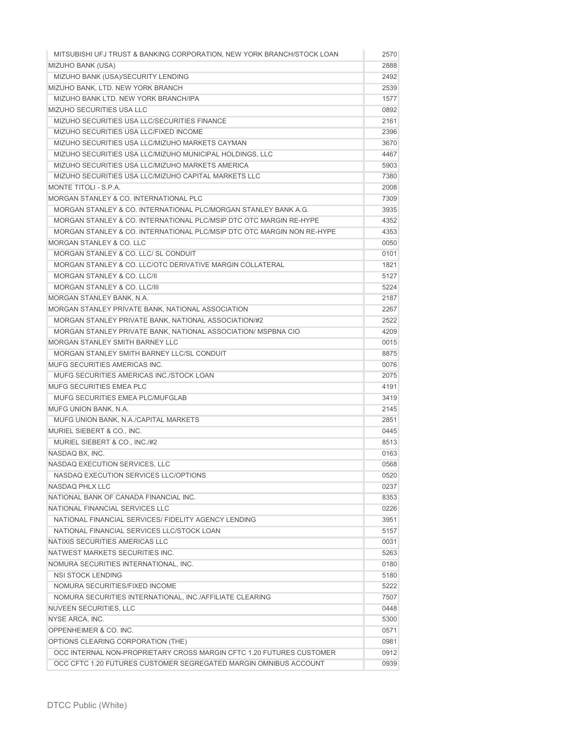| | |
|---|---|
| MITSUBISHI UFJ TRUST & BANKING CORPORATION, NEW YORK BRANCH/STOCK LOAN | 2570 |
| MIZUHO BANK (USA) | 2888 |
| MIZUHO BANK (USA)/SECURITY LENDING | 2492 |
| MIZUHO BANK, LTD. NEW YORK BRANCH | 2539 |
| MIZUHO BANK LTD. NEW YORK BRANCH/IPA | 1577 |
| MIZUHO SECURITIES USA LLC | 0892 |
| MIZUHO SECURITIES USA LLC/SECURITIES FINANCE | 2161 |
| MIZUHO SECURITIES USA LLC/FIXED INCOME | 2396 |
| MIZUHO SECURITIES USA LLC/MIZUHO MARKETS CAYMAN | 3670 |
| MIZUHO SECURITIES USA LLC/MIZUHO MUNICIPAL HOLDINGS, LLC | 4467 |
| MIZUHO SECURITIES USA LLC/MIZUHO MARKETS AMERICA | 5903 |
| MIZUHO SECURITIES USA LLC/MIZUHO CAPITAL MARKETS LLC | 7380 |
| MONTE TITOLI - S.P.A. | 2008 |
| MORGAN STANLEY & CO. INTERNATIONAL PLC | 7309 |
| MORGAN STANLEY & CO. INTERNATIONAL PLC/MORGAN STANLEY BANK A.G. | 3935 |
| MORGAN STANLEY & CO. INTERNATIONAL PLC/MSIP DTC OTC MARGIN RE-HYPE | 4352 |
| MORGAN STANLEY & CO. INTERNATIONAL PLC/MSIP DTC OTC MARGIN NON RE-HYPE | 4353 |
| MORGAN STANLEY & CO. LLC | 0050 |
| MORGAN STANLEY & CO. LLC/ SL CONDUIT | 0101 |
| MORGAN STANLEY & CO. LLC/OTC DERIVATIVE MARGIN COLLATERAL | 1821 |
| MORGAN STANLEY & CO. LLC/II | 5127 |
| MORGAN STANLEY & CO. LLC/III | 5224 |
| MORGAN STANLEY BANK, N.A. | 2187 |
| MORGAN STANLEY PRIVATE BANK, NATIONAL ASSOCIATION | 2267 |
| MORGAN STANLEY PRIVATE BANK, NATIONAL ASSOCIATION/#2 | 2522 |
| MORGAN STANLEY PRIVATE BANK, NATIONAL ASSOCIATION/ MSPBNA CIO | 4209 |
| MORGAN STANLEY SMITH BARNEY LLC | 0015 |
| MORGAN STANLEY SMITH BARNEY LLC/SL CONDUIT | 8875 |
| MUFG SECURITIES AMERICAS INC. | 0076 |
| MUFG SECURITIES AMERICAS INC./STOCK LOAN | 2075 |
| MUFG SECURITIES EMEA PLC | 4191 |
| MUFG SECURITIES EMEA PLC/MUFGLAB | 3419 |
| MUFG UNION BANK, N.A. | 2145 |
| MUFG UNION BANK, N.A./CAPITAL MARKETS | 2851 |
| MURIEL SIEBERT & CO., INC. | 0445 |
| MURIEL SIEBERT & CO., INC./#2 | 8513 |
| NASDAQ BX, INC. | 0163 |
| NASDAQ EXECUTION SERVICES, LLC | 0568 |
| NASDAQ EXECUTION SERVICES LLC/OPTIONS | 0520 |
| NASDAQ PHLX LLC | 0237 |
| NATIONAL BANK OF CANADA FINANCIAL INC. | 8353 |
| NATIONAL FINANCIAL SERVICES LLC | 0226 |
| NATIONAL FINANCIAL SERVICES/ FIDELITY AGENCY LENDING | 3951 |
| NATIONAL FINANCIAL SERVICES LLC/STOCK LOAN | 5157 |
| NATIXIS SECURITIES AMERICAS LLC | 0031 |
| NATWEST MARKETS SECURITIES INC. | 5263 |
| NOMURA SECURITIES INTERNATIONAL, INC. | 0180 |
| NSI STOCK LENDING | 5180 |
| NOMURA SECURITIES/FIXED INCOME | 5222 |
| NOMURA SECURITIES INTERNATIONAL, INC./AFFILIATE CLEARING | 7507 |
| NUVEEN SECURITIES, LLC | 0448 |
| NYSE ARCA, INC. | 5300 |
| OPPENHEIMER & CO. INC. | 0571 |
| OPTIONS CLEARING CORPORATION (THE) | 0981 |
| OCC INTERNAL NON-PROPRIETARY CROSS MARGIN CFTC 1.20 FUTURES CUSTOMER | 0912 |
| OCC CFTC 1.20 FUTURES CUSTOMER SEGREGATED MARGIN OMNIBUS ACCOUNT | 0939 |

DTCC Public (White)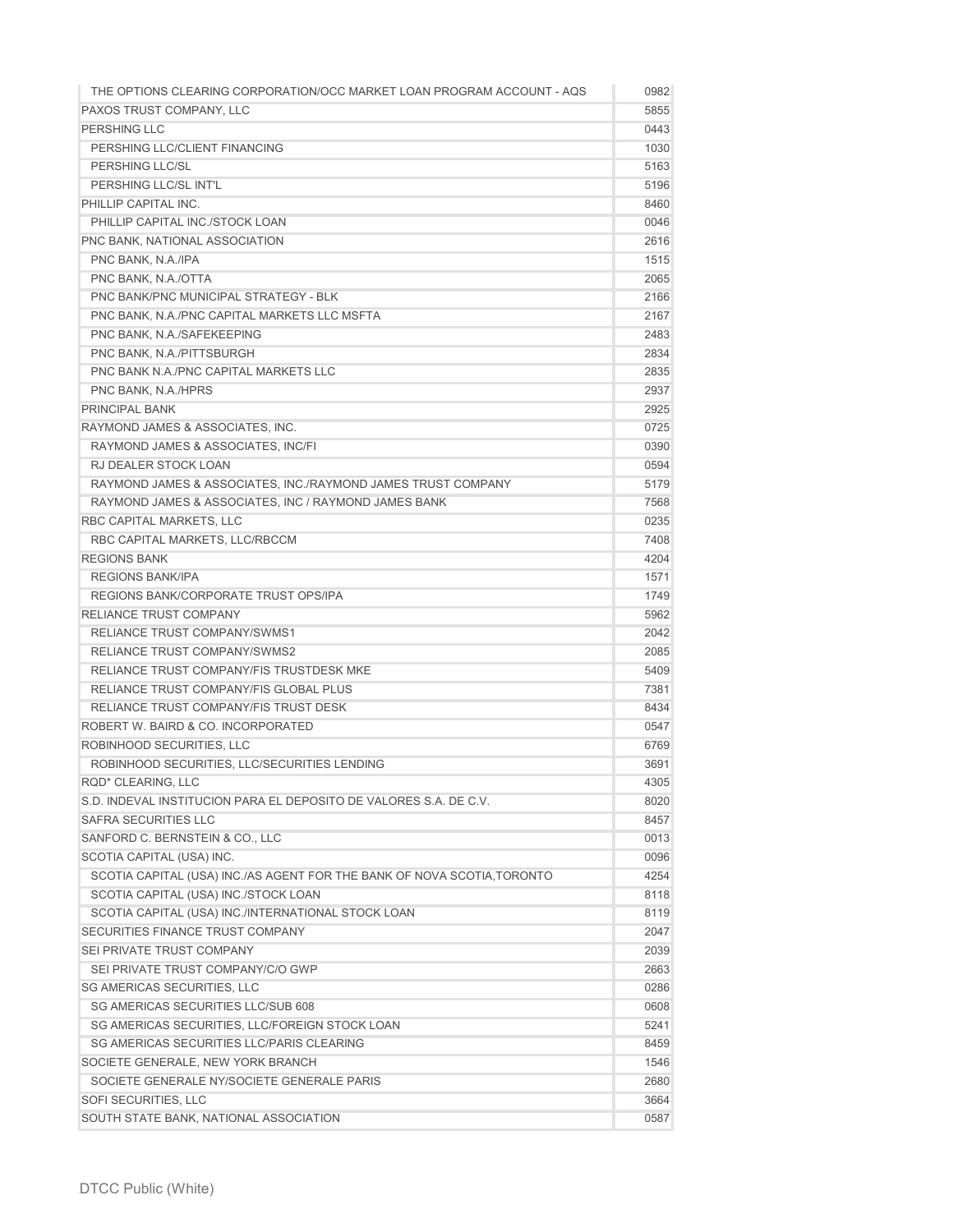| | |
|---|---|
| THE OPTIONS CLEARING CORPORATION/OCC MARKET LOAN PROGRAM ACCOUNT - AQS | 0982 |
| PAXOS TRUST COMPANY, LLC | 5855 |
| PERSHING LLC | 0443 |
| PERSHING LLC/CLIENT FINANCING | 1030 |
| PERSHING LLC/SL | 5163 |
| PERSHING LLC/SL INT'L | 5196 |
| PHILLIP CAPITAL INC. | 8460 |
| PHILLIP CAPITAL INC./STOCK LOAN | 0046 |
| PNC BANK, NATIONAL ASSOCIATION | 2616 |
| PNC BANK, N.A./IPA | 1515 |
| PNC BANK, N.A./OTTA | 2065 |
| PNC BANK/PNC MUNICIPAL STRATEGY - BLK | 2166 |
| PNC BANK, N.A./PNC CAPITAL MARKETS LLC MSFTA | 2167 |
| PNC BANK, N.A./SAFEKEEPING | 2483 |
| PNC BANK, N.A./PITTSBURGH | 2834 |
| PNC BANK N.A./PNC CAPITAL MARKETS LLC | 2835 |
| PNC BANK, N.A./HPRS | 2937 |
| PRINCIPAL BANK | 2925 |
| RAYMOND JAMES & ASSOCIATES, INC. | 0725 |
| RAYMOND JAMES & ASSOCIATES, INC/FI | 0390 |
| RJ DEALER STOCK LOAN | 0594 |
| RAYMOND JAMES & ASSOCIATES, INC./RAYMOND JAMES TRUST COMPANY | 5179 |
| RAYMOND JAMES & ASSOCIATES, INC / RAYMOND JAMES BANK | 7568 |
| RBC CAPITAL MARKETS, LLC | 0235 |
| RBC CAPITAL MARKETS, LLC/RBCCM | 7408 |
| REGIONS BANK | 4204 |
| REGIONS BANK/IPA | 1571 |
| REGIONS BANK/CORPORATE TRUST OPS/IPA | 1749 |
| RELIANCE TRUST COMPANY | 5962 |
| RELIANCE TRUST COMPANY/SWMS1 | 2042 |
| RELIANCE TRUST COMPANY/SWMS2 | 2085 |
| RELIANCE TRUST COMPANY/FIS TRUSTDESK MKE | 5409 |
| RELIANCE TRUST COMPANY/FIS GLOBAL PLUS | 7381 |
| RELIANCE TRUST COMPANY/FIS TRUST DESK | 8434 |
| ROBERT W. BAIRD & CO. INCORPORATED | 0547 |
| ROBINHOOD SECURITIES, LLC | 6769 |
| ROBINHOOD SECURITIES, LLC/SECURITIES LENDING | 3691 |
| RQD* CLEARING, LLC | 4305 |
| S.D. INDEVAL INSTITUCION PARA EL DEPOSITO DE VALORES S.A. DE C.V. | 8020 |
| SAFRA SECURITIES LLC | 8457 |
| SANFORD C. BERNSTEIN & CO., LLC | 0013 |
| SCOTIA CAPITAL (USA) INC. | 0096 |
| SCOTIA CAPITAL (USA) INC./AS AGENT FOR THE BANK OF NOVA SCOTIA,TORONTO | 4254 |
| SCOTIA CAPITAL (USA) INC./STOCK LOAN | 8118 |
| SCOTIA CAPITAL (USA) INC./INTERNATIONAL STOCK LOAN | 8119 |
| SECURITIES FINANCE TRUST COMPANY | 2047 |
| SEI PRIVATE TRUST COMPANY | 2039 |
| SEI PRIVATE TRUST COMPANY/C/O GWP | 2663 |
| SG AMERICAS SECURITIES, LLC | 0286 |
| SG AMERICAS SECURITIES LLC/SUB 608 | 0608 |
| SG AMERICAS SECURITIES, LLC/FOREIGN STOCK LOAN | 5241 |
| SG AMERICAS SECURITIES LLC/PARIS CLEARING | 8459 |
| SOCIETE GENERALE, NEW YORK BRANCH | 1546 |
| SOCIETE GENERALE NY/SOCIETE GENERALE PARIS | 2680 |
| SOFI SECURITIES, LLC | 3664 |
| SOUTH STATE BANK, NATIONAL ASSOCIATION | 0587 |

DTCC Public (White)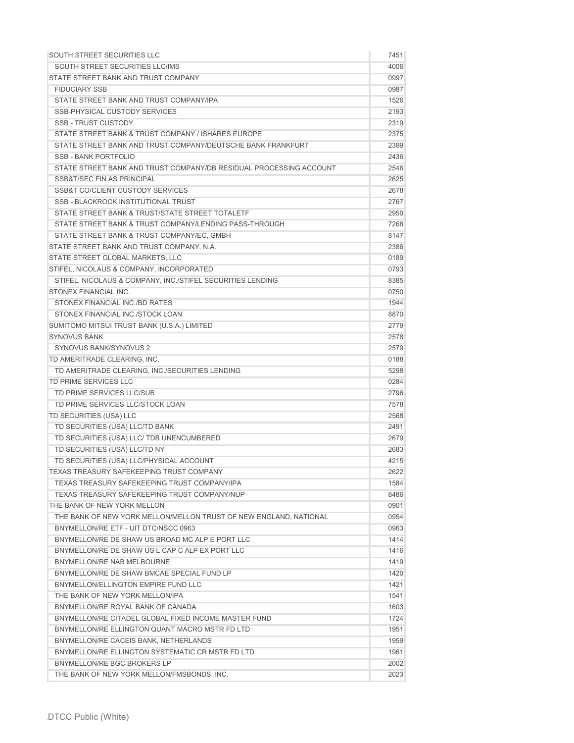| | |
|---|---|
| SOUTH STREET SECURITIES LLC | 7451 |
| SOUTH STREET SECURITIES LLC/IMS | 4006 |
| STATE STREET BANK AND TRUST COMPANY | 0997 |
| FIDUCIARY SSB | 0987 |
| STATE STREET BANK AND TRUST COMPANY/IPA | 1526 |
| SSB-PHYSICAL CUSTODY SERVICES | 2193 |
| SSB - TRUST CUSTODY | 2319 |
| STATE STREET BANK & TRUST COMPANY / ISHARES EUROPE | 2375 |
| STATE STREET BANK AND TRUST COMPANY/DEUTSCHE BANK FRANKFURT | 2399 |
| SSB - BANK PORTFOLIO | 2436 |
| STATE STREET BANK AND TRUST COMPANY/DB RESIDUAL PROCESSING ACCOUNT | 2546 |
| SSB&T/SEC FIN AS PRINCIPAL | 2625 |
| SSB&T CO/CLIENT CUSTODY SERVICES | 2678 |
| SSB - BLACKROCK INSTITUTIONAL TRUST | 2767 |
| STATE STREET BANK & TRUST/STATE STREET TOTALETF | 2950 |
| STATE STREET BANK & TRUST COMPANY/LENDING PASS-THROUGH | 7268 |
| STATE STREET BANK & TRUST COMPANY/EC, GMBH | 8147 |
| STATE STREET BANK AND TRUST COMPANY, N.A. | 2386 |
| STATE STREET GLOBAL MARKETS, LLC | 0189 |
| STIFEL, NICOLAUS & COMPANY, INCORPORATED | 0793 |
| STIFEL, NICOLAUS & COMPANY, INC./STIFEL SECURITIES LENDING | 8385 |
| STONEX FINANCIAL INC. | 0750 |
| STONEX FINANCIAL INC./BD RATES | 1944 |
| STONEX FINANCIAL INC./STOCK LOAN | 8870 |
| SUMITOMO MITSUI TRUST BANK (U.S.A.) LIMITED | 2779 |
| SYNOVUS BANK | 2578 |
| SYNOVUS BANK/SYNOVUS 2 | 2579 |
| TD AMERITRADE CLEARING, INC. | 0188 |
| TD AMERITRADE CLEARING, INC./SECURITIES LENDING | 5298 |
| TD PRIME SERVICES LLC | 0284 |
| TD PRIME SERVICES LLC/SUB | 2796 |
| TD PRIME SERVICES LLC/STOCK LOAN | 7578 |
| TD SECURITIES (USA) LLC | 2568 |
| TD SECURITIES (USA) LLC/TD BANK | 2491 |
| TD SECURITIES (USA) LLC/ TDB UNENCUMBERED | 2679 |
| TD SECURITIES (USA) LLC/TD NY | 2683 |
| TD SECURITIES (USA) LLC/PHYSICAL ACCOUNT | 4215 |
| TEXAS TREASURY SAFEKEEPING TRUST COMPANY | 2622 |
| TEXAS TREASURY SAFEKEEPING TRUST COMPANY/IPA | 1584 |
| TEXAS TREASURY SAFEKEEPING TRUST COMPANY/NUP | 8486 |
| THE BANK OF NEW YORK MELLON | 0901 |
| THE BANK OF NEW YORK MELLON/MELLON TRUST OF NEW ENGLAND, NATIONAL | 0954 |
| BNYMELLON/RE ETF - UIT DTC/NSCC 0963 | 0963 |
| BNYMELLON/RE DE SHAW US BROAD MC ALP E PORT LLC | 1414 |
| BNYMELLON/RE DE SHAW US L CAP C ALP EX PORT LLC | 1416 |
| BNYMELLON/RE NAB MELBOURNE | 1419 |
| BNYMELLON/RE DE SHAW BMCAE SPECIAL FUND LP | 1420 |
| BNYMELLON/ELLINGTON EMPIRE FUND LLC | 1421 |
| THE BANK OF NEW YORK MELLON/IPA | 1541 |
| BNYMELLON/RE ROYAL BANK OF CANADA | 1603 |
| BNYMELLON/RE CITADEL GLOBAL FIXED INCOME MASTER FUND | 1724 |
| BNYMELLON/RE ELLINGTON QUANT MACRO MSTR FD LTD | 1951 |
| BNYMELLON/RE CACEIS BANK, NETHERLANDS | 1959 |
| BNYMELLON/RE ELLINGTON SYSTEMATIC CR MSTR FD LTD | 1961 |
| BNYMELLON/RE BGC BROKERS LP | 2002 |
| THE BANK OF NEW YORK MELLON/FMSBONDS, INC. | 2023 |

DTCC Public (White)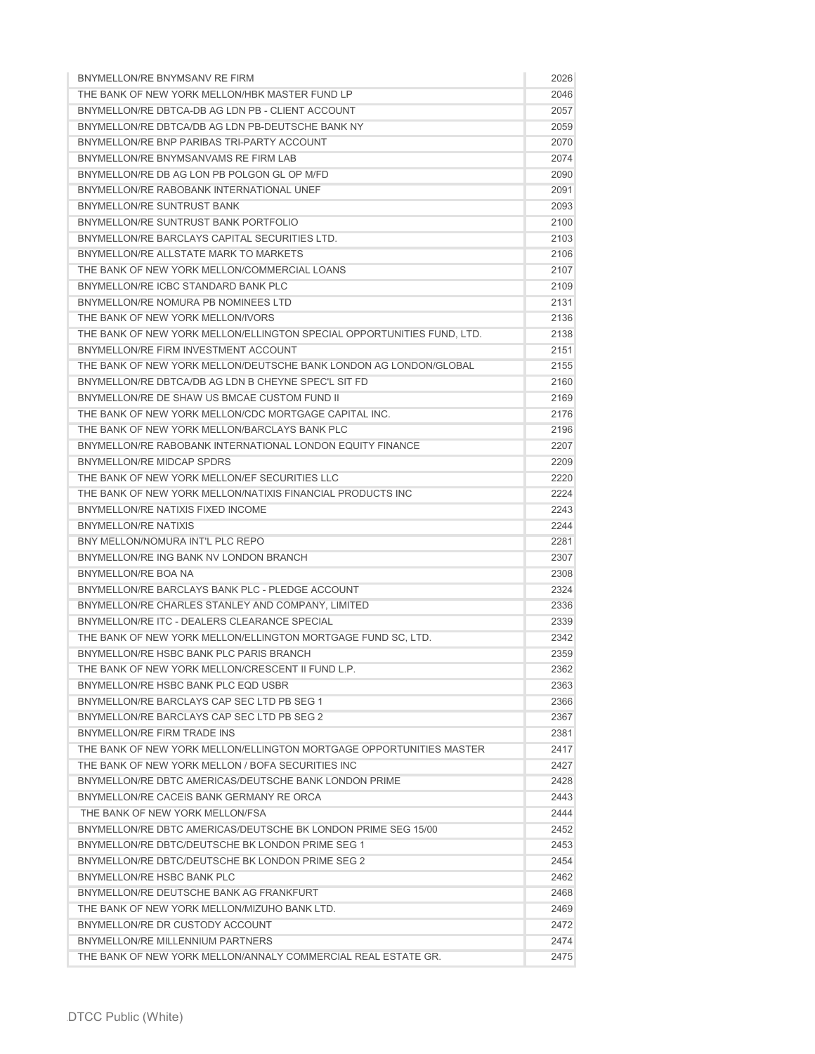| | |
|---|---|
| BNYMELLON/RE BNYMSANV RE FIRM | 2026 |
| THE BANK OF NEW YORK MELLON/HBK MASTER FUND LP | 2046 |
| BNYMELLON/RE DBTCA-DB AG LDN PB - CLIENT ACCOUNT | 2057 |
| BNYMELLON/RE DBTCA/DB AG LDN PB-DEUTSCHE BANK NY | 2059 |
| BNYMELLON/RE BNP PARIBAS TRI-PARTY ACCOUNT | 2070 |
| BNYMELLON/RE BNYMSANVAMS RE FIRM LAB | 2074 |
| BNYMELLON/RE DB AG LON PB POLGON GL OP M/FD | 2090 |
| BNYMELLON/RE RABOBANK INTERNATIONAL UNEF | 2091 |
| BNYMELLON/RE SUNTRUST BANK | 2093 |
| BNYMELLON/RE SUNTRUST BANK PORTFOLIO | 2100 |
| BNYMELLON/RE BARCLAYS CAPITAL SECURITIES LTD. | 2103 |
| BNYMELLON/RE ALLSTATE MARK TO MARKETS | 2106 |
| THE BANK OF NEW YORK MELLON/COMMERCIAL LOANS | 2107 |
| BNYMELLON/RE ICBC STANDARD BANK PLC | 2109 |
| BNYMELLON/RE NOMURA PB NOMINEES LTD | 2131 |
| THE BANK OF NEW YORK MELLON/IVORS | 2136 |
| THE BANK OF NEW YORK MELLON/ELLINGTON SPECIAL OPPORTUNITIES FUND, LTD. | 2138 |
| BNYMELLON/RE FIRM INVESTMENT ACCOUNT | 2151 |
| THE BANK OF NEW YORK MELLON/DEUTSCHE BANK LONDON AG LONDON/GLOBAL | 2155 |
| BNYMELLON/RE DBTCA/DB AG LDN B CHEYNE SPEC'L SIT FD | 2160 |
| BNYMELLON/RE DE SHAW US BMCAE CUSTOM FUND II | 2169 |
| THE BANK OF NEW YORK MELLON/CDC MORTGAGE CAPITAL INC. | 2176 |
| THE BANK OF NEW YORK MELLON/BARCLAYS BANK PLC | 2196 |
| BNYMELLON/RE RABOBANK INTERNATIONAL LONDON EQUITY FINANCE | 2207 |
| BNYMELLON/RE MIDCAP SPDRS | 2209 |
| THE BANK OF NEW YORK MELLON/EF SECURITIES LLC | 2220 |
| THE BANK OF NEW YORK MELLON/NATIXIS FINANCIAL PRODUCTS INC | 2224 |
| BNYMELLON/RE NATIXIS FIXED INCOME | 2243 |
| BNYMELLON/RE NATIXIS | 2244 |
| BNY MELLON/NOMURA INT'L PLC REPO | 2281 |
| BNYMELLON/RE ING BANK NV LONDON BRANCH | 2307 |
| BNYMELLON/RE BOA NA | 2308 |
| BNYMELLON/RE BARCLAYS BANK PLC - PLEDGE ACCOUNT | 2324 |
| BNYMELLON/RE CHARLES STANLEY AND COMPANY, LIMITED | 2336 |
| BNYMELLON/RE ITC - DEALERS CLEARANCE SPECIAL | 2339 |
| THE BANK OF NEW YORK MELLON/ELLINGTON MORTGAGE FUND SC, LTD. | 2342 |
| BNYMELLON/RE HSBC BANK PLC PARIS BRANCH | 2359 |
| THE BANK OF NEW YORK MELLON/CRESCENT II FUND L.P. | 2362 |
| BNYMELLON/RE HSBC BANK PLC EQD USBR | 2363 |
| BNYMELLON/RE BARCLAYS CAP SEC LTD PB SEG 1 | 2366 |
| BNYMELLON/RE BARCLAYS CAP SEC LTD PB SEG 2 | 2367 |
| BNYMELLON/RE FIRM TRADE INS | 2381 |
| THE BANK OF NEW YORK MELLON/ELLINGTON MORTGAGE OPPORTUNITIES MASTER | 2417 |
| THE BANK OF NEW YORK MELLON / BOFA SECURITIES INC | 2427 |
| BNYMELLON/RE DBTC AMERICAS/DEUTSCHE BANK LONDON PRIME | 2428 |
| BNYMELLON/RE CACEIS BANK GERMANY RE ORCA | 2443 |
| THE BANK OF NEW YORK MELLON/FSA | 2444 |
| BNYMELLON/RE DBTC AMERICAS/DEUTSCHE BK LONDON PRIME SEG 15/00 | 2452 |
| BNYMELLON/RE DBTC/DEUTSCHE BK LONDON PRIME SEG 1 | 2453 |
| BNYMELLON/RE DBTC/DEUTSCHE BK LONDON PRIME SEG 2 | 2454 |
| BNYMELLON/RE HSBC BANK PLC | 2462 |
| BNYMELLON/RE DEUTSCHE BANK AG FRANKFURT | 2468 |
| THE BANK OF NEW YORK MELLON/MIZUHO BANK LTD. | 2469 |
| BNYMELLON/RE DR CUSTODY ACCOUNT | 2472 |
| BNYMELLON/RE MILLENNIUM PARTNERS | 2474 |
| THE BANK OF NEW YORK MELLON/ANNALY COMMERCIAL REAL ESTATE GR. | 2475 |

DTCC Public (White)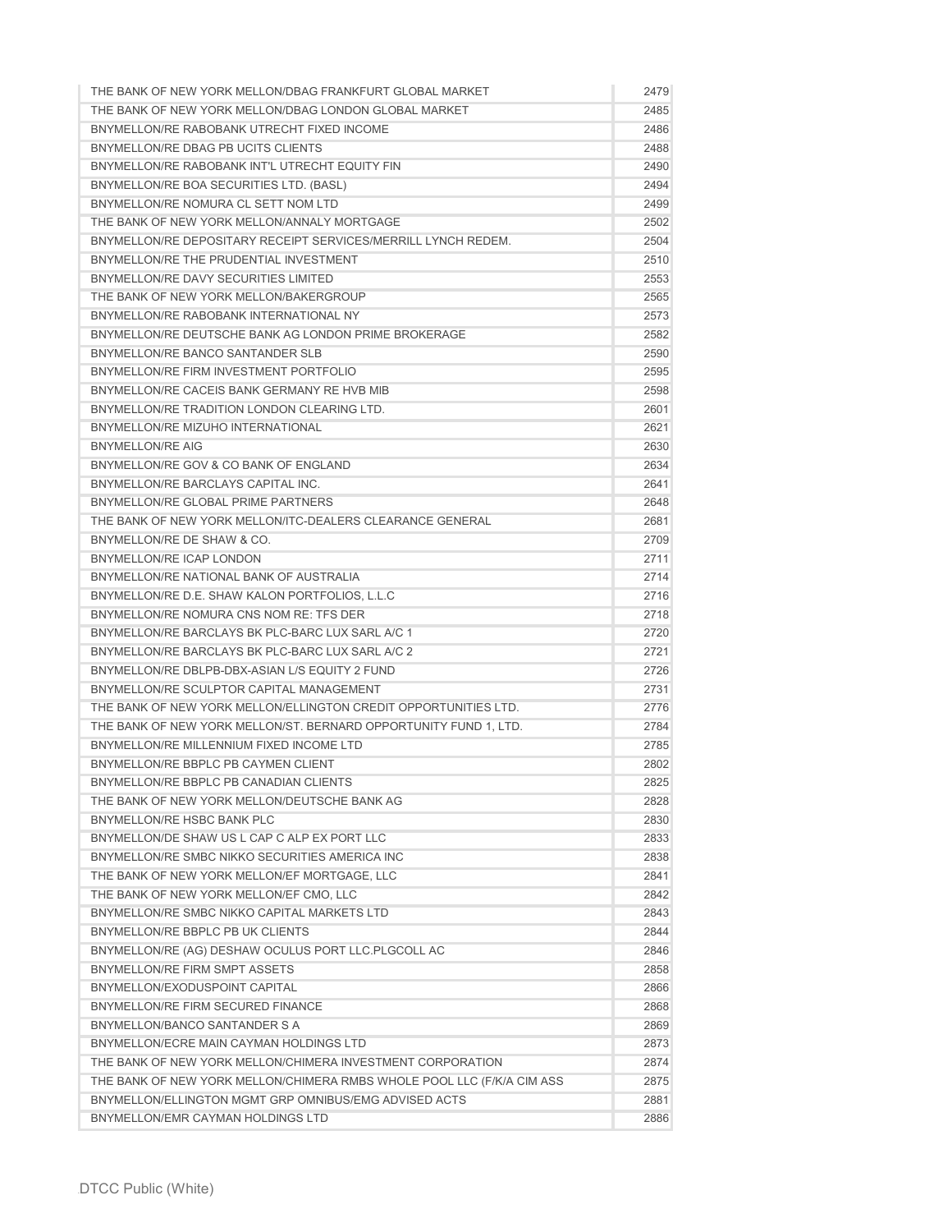| | |
|---|---|
| THE BANK OF NEW YORK MELLON/DBAG FRANKFURT GLOBAL MARKET | 2479 |
| THE BANK OF NEW YORK MELLON/DBAG LONDON GLOBAL MARKET | 2485 |
| BNYMELLON/RE RABOBANK UTRECHT FIXED INCOME | 2486 |
| BNYMELLON/RE DBAG PB UCITS CLIENTS | 2488 |
| BNYMELLON/RE RABOBANK INT'L UTRECHT EQUITY FIN | 2490 |
| BNYMELLON/RE BOA SECURITIES LTD. (BASL) | 2494 |
| BNYMELLON/RE NOMURA CL SETT NOM LTD | 2499 |
| THE BANK OF NEW YORK MELLON/ANNALY MORTGAGE | 2502 |
| BNYMELLON/RE DEPOSITARY RECEIPT SERVICES/MERRILL LYNCH REDEM. | 2504 |
| BNYMELLON/RE THE PRUDENTIAL INVESTMENT | 2510 |
| BNYMELLON/RE DAVY SECURITIES LIMITED | 2553 |
| THE BANK OF NEW YORK MELLON/BAKERGROUP | 2565 |
| BNYMELLON/RE RABOBANK INTERNATIONAL NY | 2573 |
| BNYMELLON/RE DEUTSCHE BANK AG LONDON PRIME BROKERAGE | 2582 |
| BNYMELLON/RE BANCO SANTANDER SLB | 2590 |
| BNYMELLON/RE FIRM INVESTMENT PORTFOLIO | 2595 |
| BNYMELLON/RE CACEIS BANK GERMANY RE HVB MIB | 2598 |
| BNYMELLON/RE TRADITION LONDON CLEARING LTD. | 2601 |
| BNYMELLON/RE MIZUHO INTERNATIONAL | 2621 |
| BNYMELLON/RE AIG | 2630 |
| BNYMELLON/RE GOV & CO BANK OF ENGLAND | 2634 |
| BNYMELLON/RE BARCLAYS CAPITAL INC. | 2641 |
| BNYMELLON/RE GLOBAL PRIME PARTNERS | 2648 |
| THE BANK OF NEW YORK MELLON/ITC-DEALERS CLEARANCE GENERAL | 2681 |
| BNYMELLON/RE DE SHAW & CO. | 2709 |
| BNYMELLON/RE ICAP LONDON | 2711 |
| BNYMELLON/RE NATIONAL BANK OF AUSTRALIA | 2714 |
| BNYMELLON/RE D.E. SHAW KALON PORTFOLIOS, L.L.C | 2716 |
| BNYMELLON/RE NOMURA CNS NOM RE: TFS DER | 2718 |
| BNYMELLON/RE BARCLAYS BK PLC-BARC LUX SARL A/C 1 | 2720 |
| BNYMELLON/RE BARCLAYS BK PLC-BARC LUX SARL A/C 2 | 2721 |
| BNYMELLON/RE DBLPB-DBX-ASIAN L/S EQUITY 2 FUND | 2726 |
| BNYMELLON/RE SCULPTOR CAPITAL MANAGEMENT | 2731 |
| THE BANK OF NEW YORK MELLON/ELLINGTON CREDIT OPPORTUNITIES LTD. | 2776 |
| THE BANK OF NEW YORK MELLON/ST. BERNARD OPPORTUNITY FUND 1, LTD. | 2784 |
| BNYMELLON/RE MILLENNIUM FIXED INCOME LTD | 2785 |
| BNYMELLON/RE BBPLC PB CAYMEN CLIENT | 2802 |
| BNYMELLON/RE BBPLC PB CANADIAN CLIENTS | 2825 |
| THE BANK OF NEW YORK MELLON/DEUTSCHE BANK AG | 2828 |
| BNYMELLON/RE HSBC BANK PLC | 2830 |
| BNYMELLON/DE SHAW US L CAP C ALP EX PORT LLC | 2833 |
| BNYMELLON/RE SMBC NIKKO SECURITIES AMERICA INC | 2838 |
| THE BANK OF NEW YORK MELLON/EF MORTGAGE, LLC | 2841 |
| THE BANK OF NEW YORK MELLON/EF CMO, LLC | 2842 |
| BNYMELLON/RE SMBC NIKKO CAPITAL MARKETS LTD | 2843 |
| BNYMELLON/RE BBPLC PB UK CLIENTS | 2844 |
| BNYMELLON/RE (AG) DESHAW OCULUS PORT LLC.PLGCOLL AC | 2846 |
| BNYMELLON/RE FIRM SMPT ASSETS | 2858 |
| BNYMELLON/EXODUSPOINT CAPITAL | 2866 |
| BNYMELLON/RE FIRM SECURED FINANCE | 2868 |
| BNYMELLON/BANCO SANTANDER S A | 2869 |
| BNYMELLON/ECRE MAIN CAYMAN HOLDINGS LTD | 2873 |
| THE BANK OF NEW YORK MELLON/CHIMERA INVESTMENT CORPORATION | 2874 |
| THE BANK OF NEW YORK MELLON/CHIMERA RMBS WHOLE POOL LLC (F/K/A CIM ASS | 2875 |
| BNYMELLON/ELLINGTON MGMT GRP OMNIBUS/EMG ADVISED ACTS | 2881 |
| BNYMELLON/EMR CAYMAN HOLDINGS LTD | 2886 |

DTCC Public (White)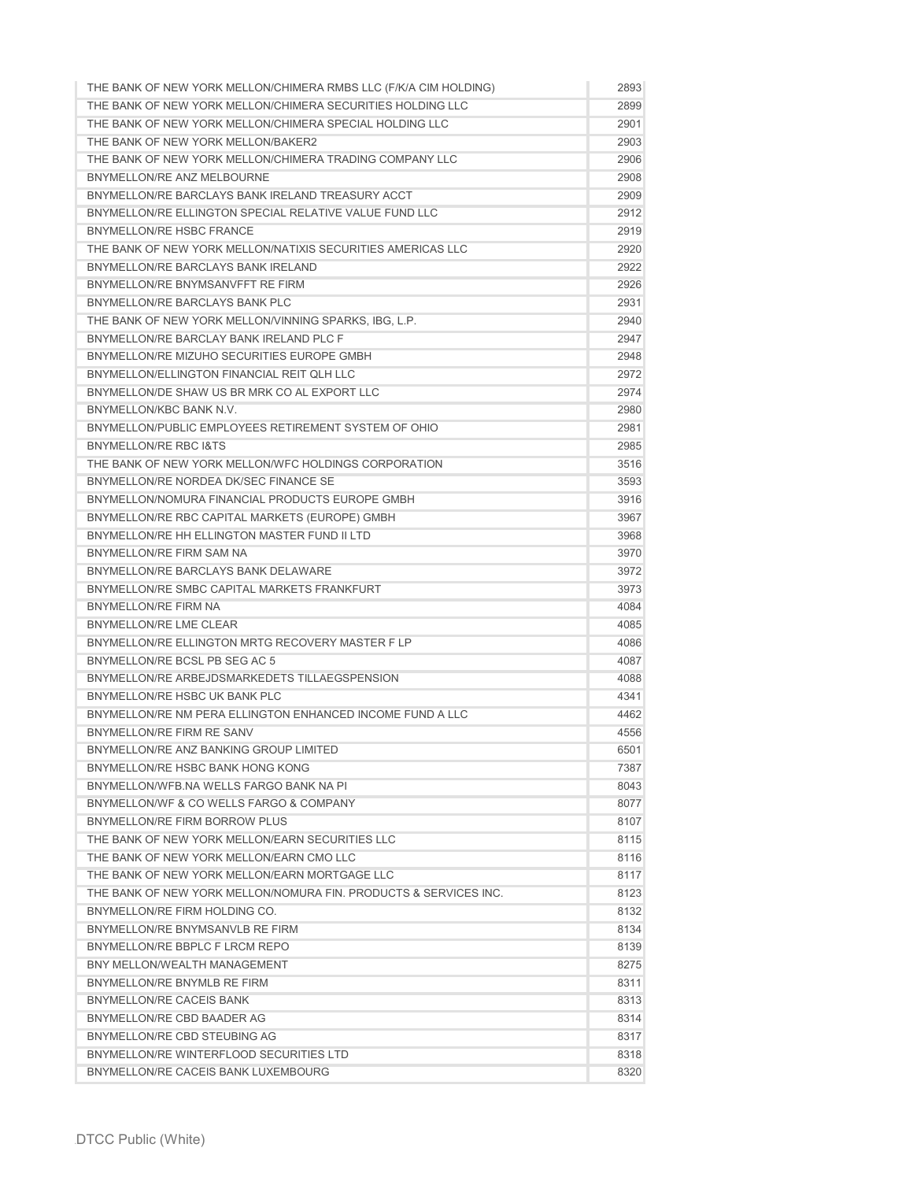| | |
|---|---|
| THE BANK OF NEW YORK MELLON/CHIMERA RMBS LLC (F/K/A CIM HOLDING) | 2893 |
| THE BANK OF NEW YORK MELLON/CHIMERA SECURITIES HOLDING LLC | 2899 |
| THE BANK OF NEW YORK MELLON/CHIMERA SPECIAL HOLDING LLC | 2901 |
| THE BANK OF NEW YORK MELLON/BAKER2 | 2903 |
| THE BANK OF NEW YORK MELLON/CHIMERA TRADING COMPANY LLC | 2906 |
| BNYMELLON/RE ANZ MELBOURNE | 2908 |
| BNYMELLON/RE BARCLAYS BANK IRELAND TREASURY ACCT | 2909 |
| BNYMELLON/RE ELLINGTON SPECIAL RELATIVE VALUE FUND LLC | 2912 |
| BNYMELLON/RE HSBC FRANCE | 2919 |
| THE BANK OF NEW YORK MELLON/NATIXIS SECURITIES AMERICAS LLC | 2920 |
| BNYMELLON/RE BARCLAYS BANK IRELAND | 2922 |
| BNYMELLON/RE BNYMSANVFFT RE FIRM | 2926 |
| BNYMELLON/RE BARCLAYS BANK PLC | 2931 |
| THE BANK OF NEW YORK MELLON/VINNING SPARKS, IBG, L.P. | 2940 |
| BNYMELLON/RE BARCLAY BANK IRELAND PLC F | 2947 |
| BNYMELLON/RE MIZUHO SECURITIES EUROPE GMBH | 2948 |
| BNYMELLON/ELLINGTON FINANCIAL REIT QLH LLC | 2972 |
| BNYMELLON/DE SHAW US BR MRK CO AL EXPORT LLC | 2974 |
| BNYMELLON/KBC BANK N.V. | 2980 |
| BNYMELLON/PUBLIC EMPLOYEES RETIREMENT SYSTEM OF OHIO | 2981 |
| BNYMELLON/RE RBC I&TS | 2985 |
| THE BANK OF NEW YORK MELLON/WFC HOLDINGS CORPORATION | 3516 |
| BNYMELLON/RE NORDEA DK/SEC FINANCE SE | 3593 |
| BNYMELLON/NOMURA FINANCIAL PRODUCTS EUROPE GMBH | 3916 |
| BNYMELLON/RE RBC CAPITAL MARKETS (EUROPE) GMBH | 3967 |
| BNYMELLON/RE HH ELLINGTON MASTER FUND II LTD | 3968 |
| BNYMELLON/RE FIRM SAM NA | 3970 |
| BNYMELLON/RE BARCLAYS BANK DELAWARE | 3972 |
| BNYMELLON/RE SMBC CAPITAL MARKETS FRANKFURT | 3973 |
| BNYMELLON/RE FIRM NA | 4084 |
| BNYMELLON/RE LME CLEAR | 4085 |
| BNYMELLON/RE ELLINGTON MRTG RECOVERY MASTER F LP | 4086 |
| BNYMELLON/RE BCSL PB SEG AC 5 | 4087 |
| BNYMELLON/RE ARBEJDSMARKEDETS TILLAEGSPENSION | 4088 |
| BNYMELLON/RE HSBC UK BANK PLC | 4341 |
| BNYMELLON/RE NM PERA ELLINGTON ENHANCED INCOME FUND A LLC | 4462 |
| BNYMELLON/RE FIRM RE SANV | 4556 |
| BNYMELLON/RE ANZ BANKING GROUP LIMITED | 6501 |
| BNYMELLON/RE HSBC BANK HONG KONG | 7387 |
| BNYMELLON/WFB.NA WELLS FARGO BANK NA PI | 8043 |
| BNYMELLON/WF & CO WELLS FARGO & COMPANY | 8077 |
| BNYMELLON/RE FIRM BORROW PLUS | 8107 |
| THE BANK OF NEW YORK MELLON/EARN SECURITIES LLC | 8115 |
| THE BANK OF NEW YORK MELLON/EARN CMO LLC | 8116 |
| THE BANK OF NEW YORK MELLON/EARN MORTGAGE LLC | 8117 |
| THE BANK OF NEW YORK MELLON/NOMURA FIN. PRODUCTS & SERVICES INC. | 8123 |
| BNYMELLON/RE FIRM HOLDING CO. | 8132 |
| BNYMELLON/RE BNYMSANVLB RE FIRM | 8134 |
| BNYMELLON/RE BBPLC F LRCM REPO | 8139 |
| BNY MELLON/WEALTH MANAGEMENT | 8275 |
| BNYMELLON/RE BNYMLB RE FIRM | 8311 |
| BNYMELLON/RE CACEIS BANK | 8313 |
| BNYMELLON/RE CBD BAADER AG | 8314 |
| BNYMELLON/RE CBD STEUBING AG | 8317 |
| BNYMELLON/RE WINTERFLOOD SECURITIES LTD | 8318 |
| BNYMELLON/RE CACEIS BANK LUXEMBOURG | 8320 |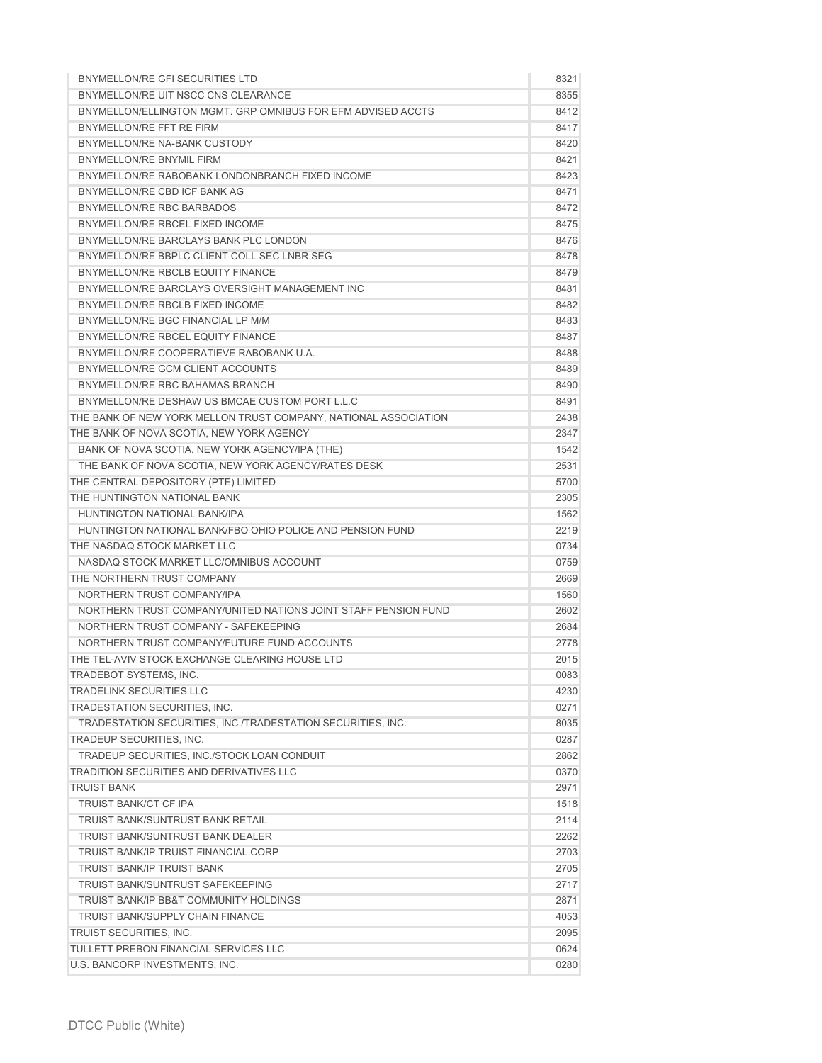| | |
|---|---|
| BNYMELLON/RE GFI SECURITIES LTD | 8321 |
| BNYMELLON/RE UIT NSCC CNS CLEARANCE | 8355 |
| BNYMELLON/ELLINGTON MGMT. GRP OMNIBUS FOR EFM ADVISED ACCTS | 8412 |
| BNYMELLON/RE FFT RE FIRM | 8417 |
| BNYMELLON/RE NA-BANK CUSTODY | 8420 |
| BNYMELLON/RE BNYMIL FIRM | 8421 |
| BNYMELLON/RE RABOBANK LONDONBRANCH FIXED INCOME | 8423 |
| BNYMELLON/RE CBD ICF BANK AG | 8471 |
| BNYMELLON/RE RBC BARBADOS | 8472 |
| BNYMELLON/RE RBCEL FIXED INCOME | 8475 |
| BNYMELLON/RE BARCLAYS BANK PLC LONDON | 8476 |
| BNYMELLON/RE BBPLC CLIENT COLL SEC LNBR SEG | 8478 |
| BNYMELLON/RE RBCLB EQUITY FINANCE | 8479 |
| BNYMELLON/RE BARCLAYS OVERSIGHT MANAGEMENT INC | 8481 |
| BNYMELLON/RE RBCLB FIXED INCOME | 8482 |
| BNYMELLON/RE BGC FINANCIAL LP M/M | 8483 |
| BNYMELLON/RE RBCEL EQUITY FINANCE | 8487 |
| BNYMELLON/RE COOPERATIEVE RABOBANK U.A. | 8488 |
| BNYMELLON/RE GCM CLIENT ACCOUNTS | 8489 |
| BNYMELLON/RE RBC BAHAMAS BRANCH | 8490 |
| BNYMELLON/RE DESHAW US BMCAE CUSTOM PORT L.L.C | 8491 |
| THE BANK OF NEW YORK MELLON TRUST COMPANY, NATIONAL ASSOCIATION | 2438 |
| THE BANK OF NOVA SCOTIA, NEW YORK AGENCY | 2347 |
| BANK OF NOVA SCOTIA, NEW YORK AGENCY/IPA (THE) | 1542 |
| THE BANK OF NOVA SCOTIA, NEW YORK AGENCY/RATES DESK | 2531 |
| THE CENTRAL DEPOSITORY (PTE) LIMITED | 5700 |
| THE HUNTINGTON NATIONAL BANK | 2305 |
| HUNTINGTON NATIONAL BANK/IPA | 1562 |
| HUNTINGTON NATIONAL BANK/FBO OHIO POLICE AND PENSION FUND | 2219 |
| THE NASDAQ STOCK MARKET LLC | 0734 |
| NASDAQ STOCK MARKET LLC/OMNIBUS ACCOUNT | 0759 |
| THE NORTHERN TRUST COMPANY | 2669 |
| NORTHERN TRUST COMPANY/IPA | 1560 |
| NORTHERN TRUST COMPANY/UNITED NATIONS JOINT STAFF PENSION FUND | 2602 |
| NORTHERN TRUST COMPANY - SAFEKEEPING | 2684 |
| NORTHERN TRUST COMPANY/FUTURE FUND ACCOUNTS | 2778 |
| THE TEL-AVIV STOCK EXCHANGE CLEARING HOUSE LTD | 2015 |
| TRADEBOT SYSTEMS, INC. | 0083 |
| TRADELINK SECURITIES LLC | 4230 |
| TRADESTATION SECURITIES, INC. | 0271 |
| TRADESTATION SECURITIES, INC./TRADESTATION SECURITIES, INC. | 8035 |
| TRADEUP SECURITIES, INC. | 0287 |
| TRADEUP SECURITIES, INC./STOCK LOAN CONDUIT | 2862 |
| TRADITION SECURITIES AND DERIVATIVES LLC | 0370 |
| TRUIST BANK | 2971 |
| TRUIST BANK/CT CF IPA | 1518 |
| TRUIST BANK/SUNTRUST BANK RETAIL | 2114 |
| TRUIST BANK/SUNTRUST BANK DEALER | 2262 |
| TRUIST BANK/IP TRUIST FINANCIAL CORP | 2703 |
| TRUIST BANK/IP TRUIST BANK | 2705 |
| TRUIST BANK/SUNTRUST SAFEKEEPING | 2717 |
| TRUIST BANK/IP BB&T COMMUNITY HOLDINGS | 2871 |
| TRUIST BANK/SUPPLY CHAIN FINANCE | 4053 |
| TRUIST SECURITIES, INC. | 2095 |
| TULLETT PREBON FINANCIAL SERVICES LLC | 0624 |
| U.S. BANCORP INVESTMENTS, INC. | 0280 |

DTCC Public (White)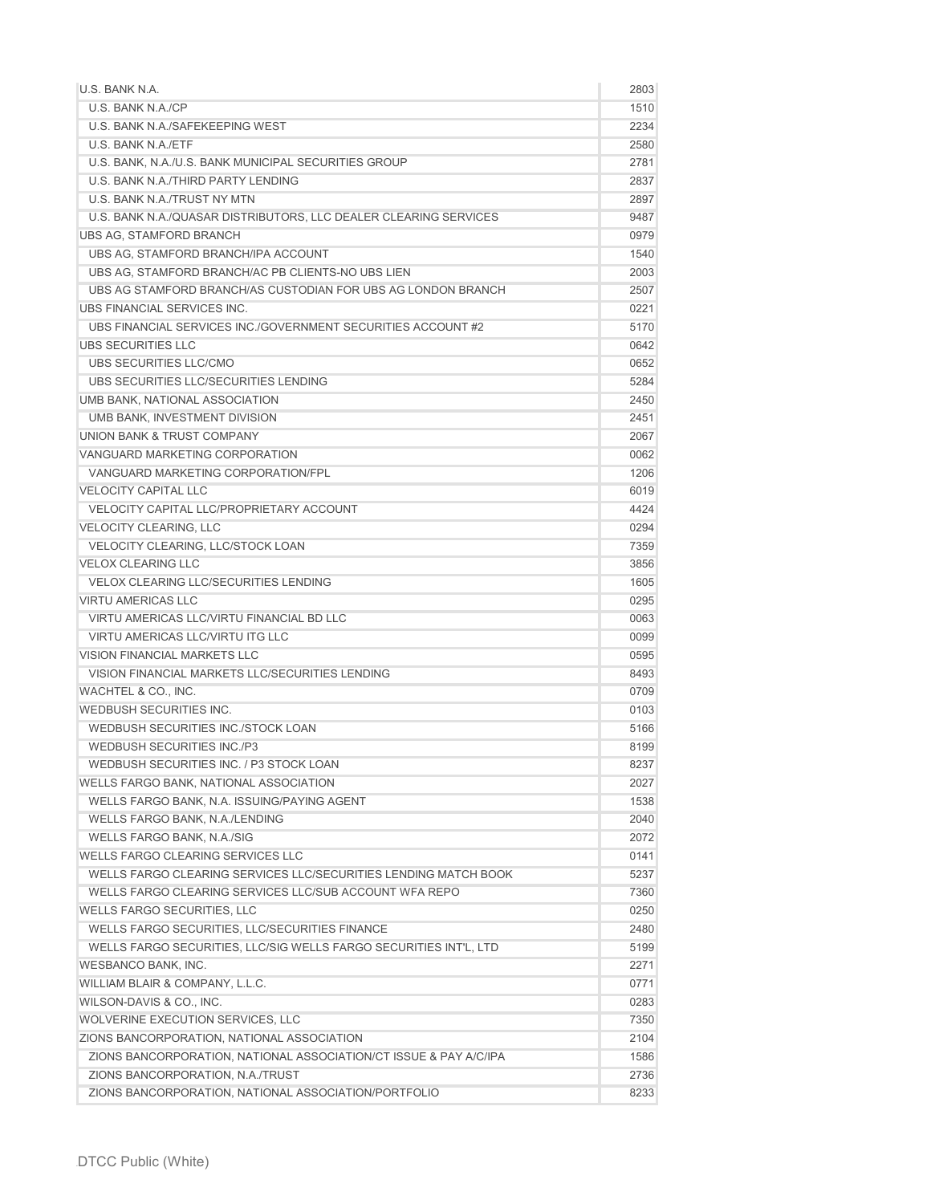| | |
|---|---|
| U.S. BANK N.A. | 2803 |
| U.S. BANK N.A./CP | 1510 |
| U.S. BANK N.A./SAFEKEEPING WEST | 2234 |
| U.S. BANK N.A./ETF | 2580 |
| U.S. BANK, N.A./U.S. BANK MUNICIPAL SECURITIES GROUP | 2781 |
| U.S. BANK N.A./THIRD PARTY LENDING | 2837 |
| U.S. BANK N.A./TRUST NY MTN | 2897 |
| U.S. BANK N.A./QUASAR DISTRIBUTORS, LLC DEALER CLEARING SERVICES | 9487 |
| UBS AG, STAMFORD BRANCH | 0979 |
| UBS AG, STAMFORD BRANCH/IPA ACCOUNT | 1540 |
| UBS AG, STAMFORD BRANCH/AC PB CLIENTS-NO UBS LIEN | 2003 |
| UBS AG STAMFORD BRANCH/AS CUSTODIAN FOR UBS AG LONDON BRANCH | 2507 |
| UBS FINANCIAL SERVICES INC. | 0221 |
| UBS FINANCIAL SERVICES INC./GOVERNMENT SECURITIES ACCOUNT #2 | 5170 |
| UBS SECURITIES LLC | 0642 |
| UBS SECURITIES LLC/CMO | 0652 |
| UBS SECURITIES LLC/SECURITIES LENDING | 5284 |
| UMB BANK, NATIONAL ASSOCIATION | 2450 |
| UMB BANK, INVESTMENT DIVISION | 2451 |
| UNION BANK & TRUST COMPANY | 2067 |
| VANGUARD MARKETING CORPORATION | 0062 |
| VANGUARD MARKETING CORPORATION/FPL | 1206 |
| VELOCITY CAPITAL LLC | 6019 |
| VELOCITY CAPITAL LLC/PROPRIETARY ACCOUNT | 4424 |
| VELOCITY CLEARING, LLC | 0294 |
| VELOCITY CLEARING, LLC/STOCK LOAN | 7359 |
| VELOX CLEARING LLC | 3856 |
| VELOX CLEARING LLC/SECURITIES LENDING | 1605 |
| VIRTU AMERICAS LLC | 0295 |
| VIRTU AMERICAS LLC/VIRTU FINANCIAL BD LLC | 0063 |
| VIRTU AMERICAS LLC/VIRTU ITG LLC | 0099 |
| VISION FINANCIAL MARKETS LLC | 0595 |
| VISION FINANCIAL MARKETS LLC/SECURITIES LENDING | 8493 |
| WACHTEL & CO., INC. | 0709 |
| WEDBUSH SECURITIES INC. | 0103 |
| WEDBUSH SECURITIES INC./STOCK LOAN | 5166 |
| WEDBUSH SECURITIES INC./P3 | 8199 |
| WEDBUSH SECURITIES INC. / P3 STOCK LOAN | 8237 |
| WELLS FARGO BANK, NATIONAL ASSOCIATION | 2027 |
| WELLS FARGO BANK, N.A. ISSUING/PAYING AGENT | 1538 |
| WELLS FARGO BANK, N.A./LENDING | 2040 |
| WELLS FARGO BANK, N.A./SIG | 2072 |
| WELLS FARGO CLEARING SERVICES LLC | 0141 |
| WELLS FARGO CLEARING SERVICES LLC/SECURITIES LENDING MATCH BOOK | 5237 |
| WELLS FARGO CLEARING SERVICES LLC/SUB ACCOUNT WFA REPO | 7360 |
| WELLS FARGO SECURITIES, LLC | 0250 |
| WELLS FARGO SECURITIES, LLC/SECURITIES FINANCE | 2480 |
| WELLS FARGO SECURITIES, LLC/SIG WELLS FARGO SECURITIES INT'L, LTD | 5199 |
| WESBANCO BANK, INC. | 2271 |
| WILLIAM BLAIR & COMPANY, L.L.C. | 0771 |
| WILSON-DAVIS & CO., INC. | 0283 |
| WOLVERINE EXECUTION SERVICES, LLC | 7350 |
| ZIONS BANCORPORATION, NATIONAL ASSOCIATION | 2104 |
| ZIONS BANCORPORATION, NATIONAL ASSOCIATION/CT ISSUE & PAY A/C/IPA | 1586 |
| ZIONS BANCORPORATION, N.A./TRUST | 2736 |
| ZIONS BANCORPORATION, NATIONAL ASSOCIATION/PORTFOLIO | 8233 |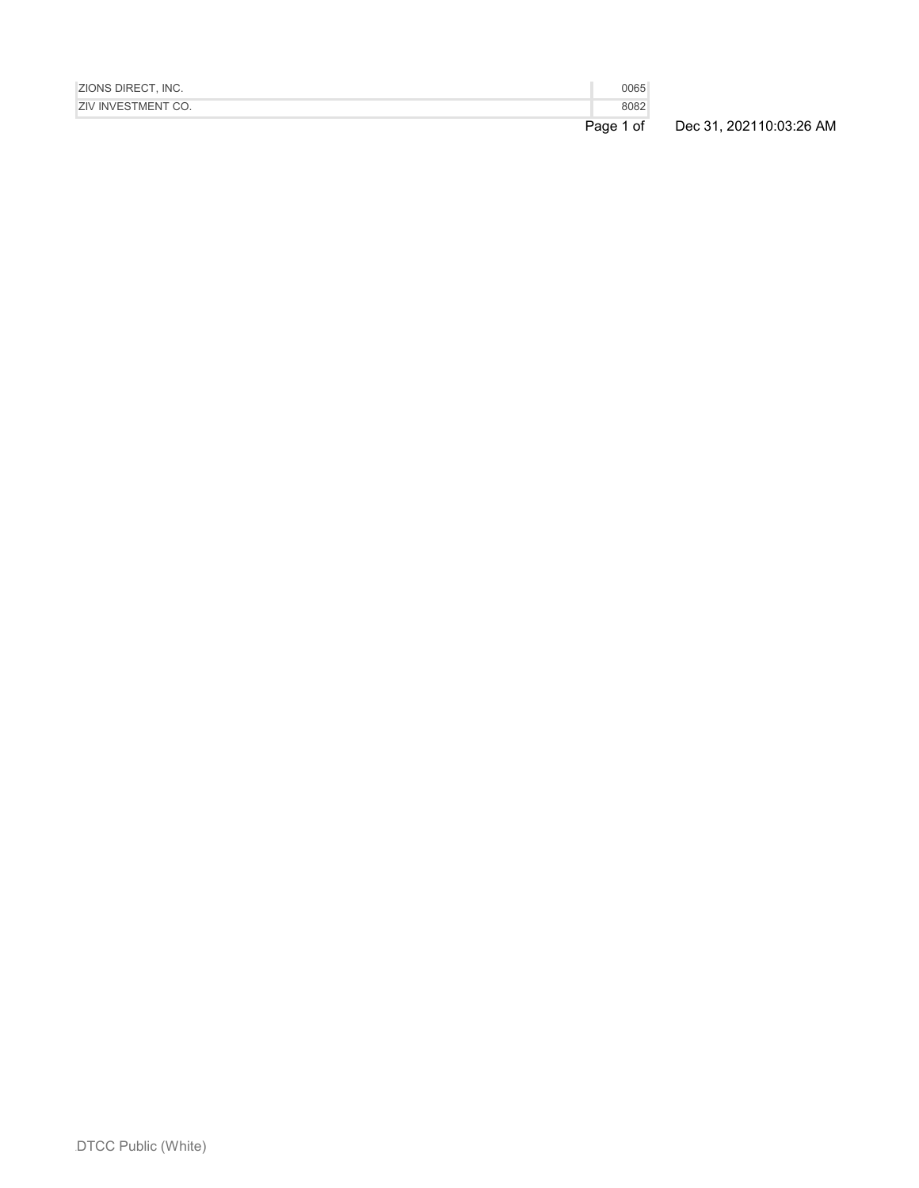| | |
|---|---|
| ZIONS DIRECT, INC. | 0065 |
| ZIV INVESTMENT CO. | 8082 |

Dec 31, 2021 10:03:26 AM

DTCC Public (White)